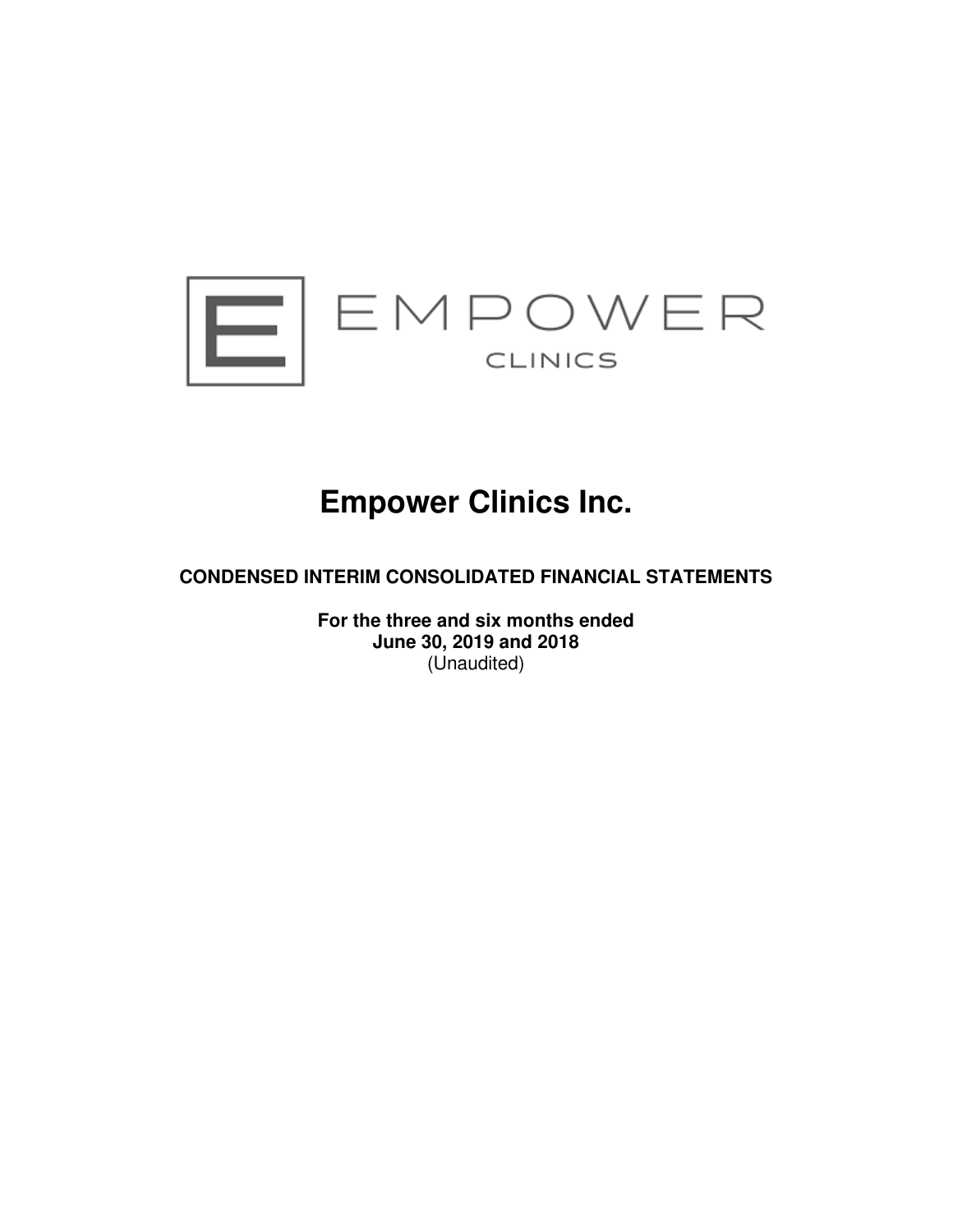EMPOWER

CLINICS

# Empower Clinics Inc.

**CONDENSED INTERIM CONSOLIDATED FINANCIAL STATEMENTS**

**For the three and six months ended**
**June 30, 2019 and 2018**
(Unaudited)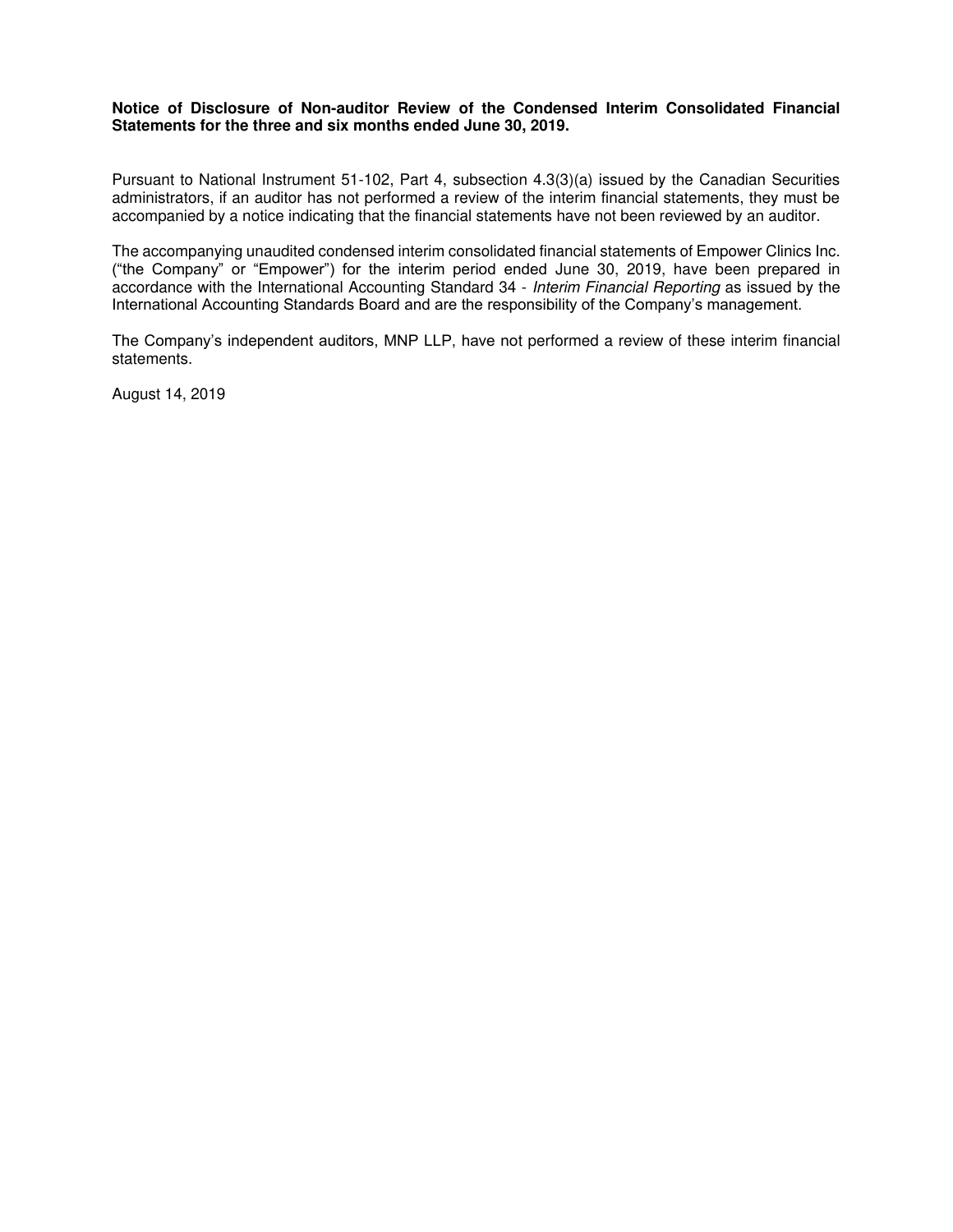**Notice of Disclosure of Non-auditor Review of the Condensed Interim Consolidated Financial Statements for the three and six months ended June 30, 2019.**

Pursuant to National Instrument 51-102, Part 4, subsection 4.3(3)(a) issued by the Canadian Securities administrators, if an auditor has not performed a review of the interim financial statements, they must be accompanied by a notice indicating that the financial statements have not been reviewed by an auditor.

The accompanying unaudited condensed interim consolidated financial statements of Empower Clinics Inc. ("the Company" or "Empower") for the interim period ended June 30, 2019, have been prepared in accordance with the International Accounting Standard 34 - *Interim Financial Reporting* as issued by the International Accounting Standards Board and are the responsibility of the Company's management.

The Company's independent auditors, MNP LLP, have not performed a review of these interim financial statements.

August 14, 2019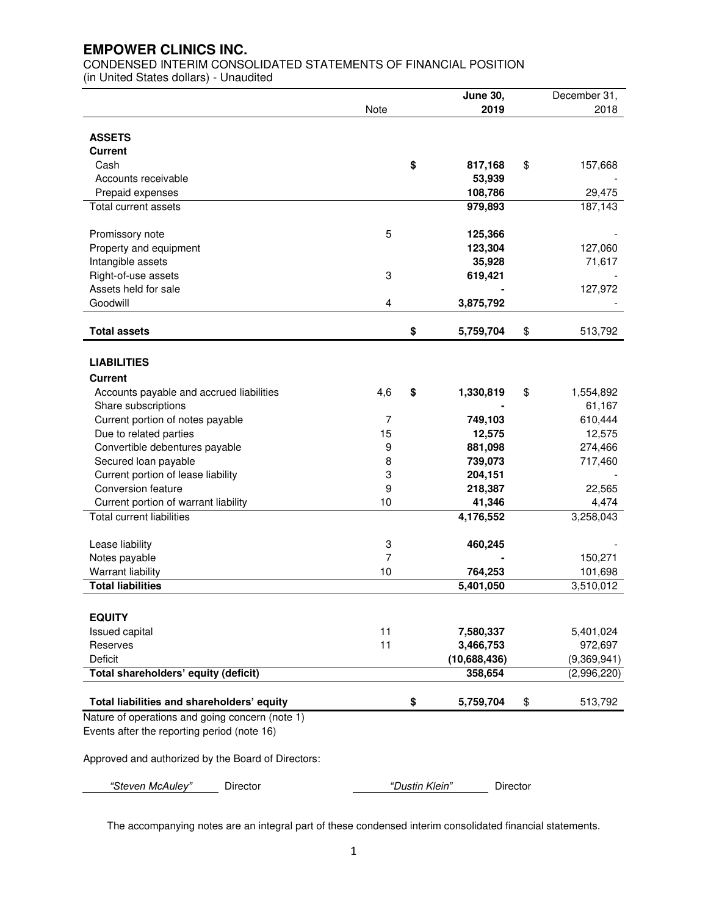# EMPOWER CLINICS INC.

CONDENSED INTERIM CONSOLIDATED STATEMENTS OF FINANCIAL POSITION
(in United States dollars) - Unaudited

| | Note | June 30, 2019 | December 31, 2018 |
|---|---|---|---|
| **ASSETS** | | | |
| **Current** | | | |
| Cash | | **$ 817,168** | $ 157,668 |
| Accounts receivable | | **53,939** | - |
| Prepaid expenses | | **108,786** | 29,475 |
| Total current assets | | **979,893** | 187,143 |
| | | | |
| Promissory note | 5 | **125,366** | - |
| Property and equipment | | **123,304** | 127,060 |
| Intangible assets | | **35,928** | 71,617 |
| Right-of-use assets | 3 | **619,421** | - |
| Assets held for sale | | **-** | 127,972 |
| Goodwill | 4 | **3,875,792** | - |
| | | | |
| **Total assets** | | **$ 5,759,704** | $ 513,792 |
| | | | |
| **LIABILITIES** | | | |
| **Current** | | | |
| Accounts payable and accrued liabilities | 4,6 | **$ 1,330,819** | $ 1,554,892 |
| Share subscriptions | | **-** | 61,167 |
| Current portion of notes payable | 7 | **749,103** | 610,444 |
| Due to related parties | 15 | **12,575** | 12,575 |
| Convertible debentures payable | 9 | **881,098** | 274,466 |
| Secured loan payable | 8 | **739,073** | 717,460 |
| Current portion of lease liability | 3 | **204,151** | - |
| Conversion feature | 9 | **218,387** | 22,565 |
| Current portion of warrant liability | 10 | **41,346** | 4,474 |
| Total current liabilities | | **4,176,552** | 3,258,043 |
| | | | |
| Lease liability | 3 | **460,245** | - |
| Notes payable | 7 | **-** | 150,271 |
| Warrant liability | 10 | **764,253** | 101,698 |
| **Total liabilities** | | **5,401,050** | 3,510,012 |
| | | | |
| **EQUITY** | | | |
| Issued capital | 11 | **7,580,337** | 5,401,024 |
| Reserves | 11 | **3,466,753** | 972,697 |
| Deficit | | **(10,688,436)** | (9,369,941) |
| **Total shareholders' equity (deficit)** | | **358,654** | (2,996,220) |
| | | | |
| **Total liabilities and shareholders' equity** | | **$ 5,759,704** | $ 513,792 |

Nature of operations and going concern (note 1)
Events after the reporting period (note 16)

Approved and authorized by the Board of Directors:

*"Steven McAuley"* Director    *"Dustin Klein"* Director

The accompanying notes are an integral part of these condensed interim consolidated financial statements.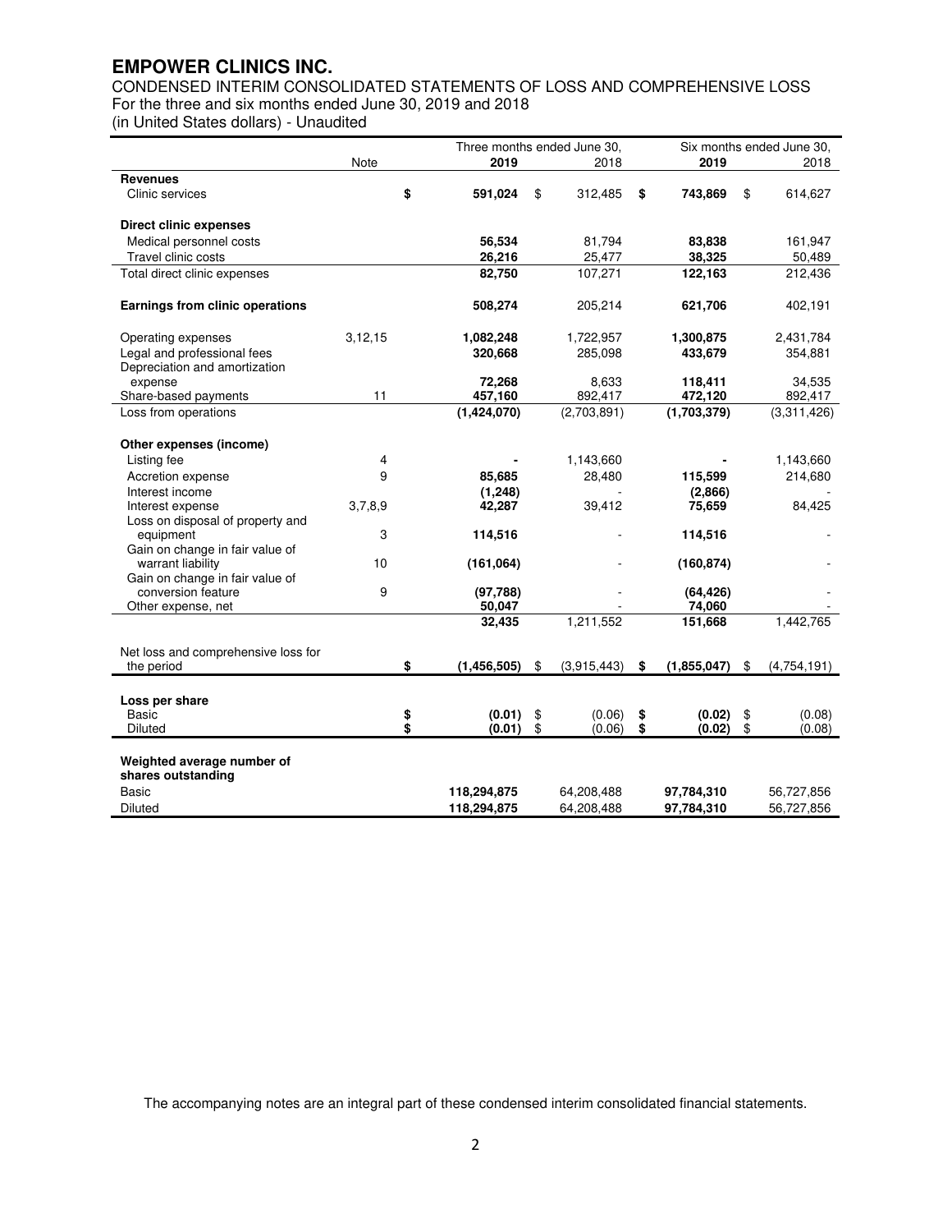# EMPOWER CLINICS INC.

CONDENSED INTERIM CONSOLIDATED STATEMENTS OF LOSS AND COMPREHENSIVE LOSS
For the three and six months ended June 30, 2019 and 2018
(in United States dollars) - Unaudited

| | Note | Three months ended June 30, 2019 | Three months ended June 30, 2018 | Six months ended June 30, 2019 | Six months ended June 30, 2018 |
|---|---|---|---|---|---|
| **Revenues** | | | | | |
| Clinic services | | **$ 591,024** | $ 312,485 | **$ 743,869** | $ 614,627 |
| **Direct clinic expenses** | | | | | |
| Medical personnel costs | | **56,534** | 81,794 | **83,838** | 161,947 |
| Travel clinic costs | | **26,216** | 25,477 | **38,325** | 50,489 |
| Total direct clinic expenses | | **82,750** | 107,271 | **122,163** | 212,436 |
| **Earnings from clinic operations** | | **508,274** | 205,214 | **621,706** | 402,191 |
| Operating expenses | 3,12,15 | **1,082,248** | 1,722,957 | **1,300,875** | 2,431,784 |
| Legal and professional fees | | **320,668** | 285,098 | **433,679** | 354,881 |
| Depreciation and amortization expense | | **72,268** | 8,633 | **118,411** | 34,535 |
| Share-based payments | 11 | **457,160** | 892,417 | **472,120** | 892,417 |
| Loss from operations | | **(1,424,070)** | (2,703,891) | **(1,703,379)** | (3,311,426) |
| **Other expenses (income)** | | | | | |
| Listing fee | 4 | **-** | 1,143,660 | **-** | 1,143,660 |
| Accretion expense | 9 | **85,685** | 28,480 | **115,599** | 214,680 |
| Interest income | | **(1,248)** | - | **(2,866)** | - |
| Interest expense | 3,7,8,9 | **42,287** | 39,412 | **75,659** | 84,425 |
| Loss on disposal of property and equipment | 3 | **114,516** | - | **114,516** | - |
| Gain on change in fair value of warrant liability | 10 | **(161,064)** | - | **(160,874)** | - |
| Gain on change in fair value of conversion feature | 9 | **(97,788)** | - | **(64,426)** | - |
| Other expense, net | | **50,047** | - | **74,060** | - |
| | | **32,435** | 1,211,552 | **151,668** | 1,442,765 |
| Net loss and comprehensive loss for the period | | **$ (1,456,505)** | $ (3,915,443) | **$ (1,855,047)** | $ (4,754,191) |
| **Loss per share** | | | | | |
| Basic | | **$ (0.01)** | $ (0.06) | **$ (0.02)** | $ (0.08) |
| Diluted | | **$ (0.01)** | $ (0.06) | **$ (0.02)** | $ (0.08) |
| **Weighted average number of shares outstanding** | | | | | |
| Basic | | **118,294,875** | 64,208,488 | **97,784,310** | 56,727,856 |
| Diluted | | **118,294,875** | 64,208,488 | **97,784,310** | 56,727,856 |

The accompanying notes are an integral part of these condensed interim consolidated financial statements.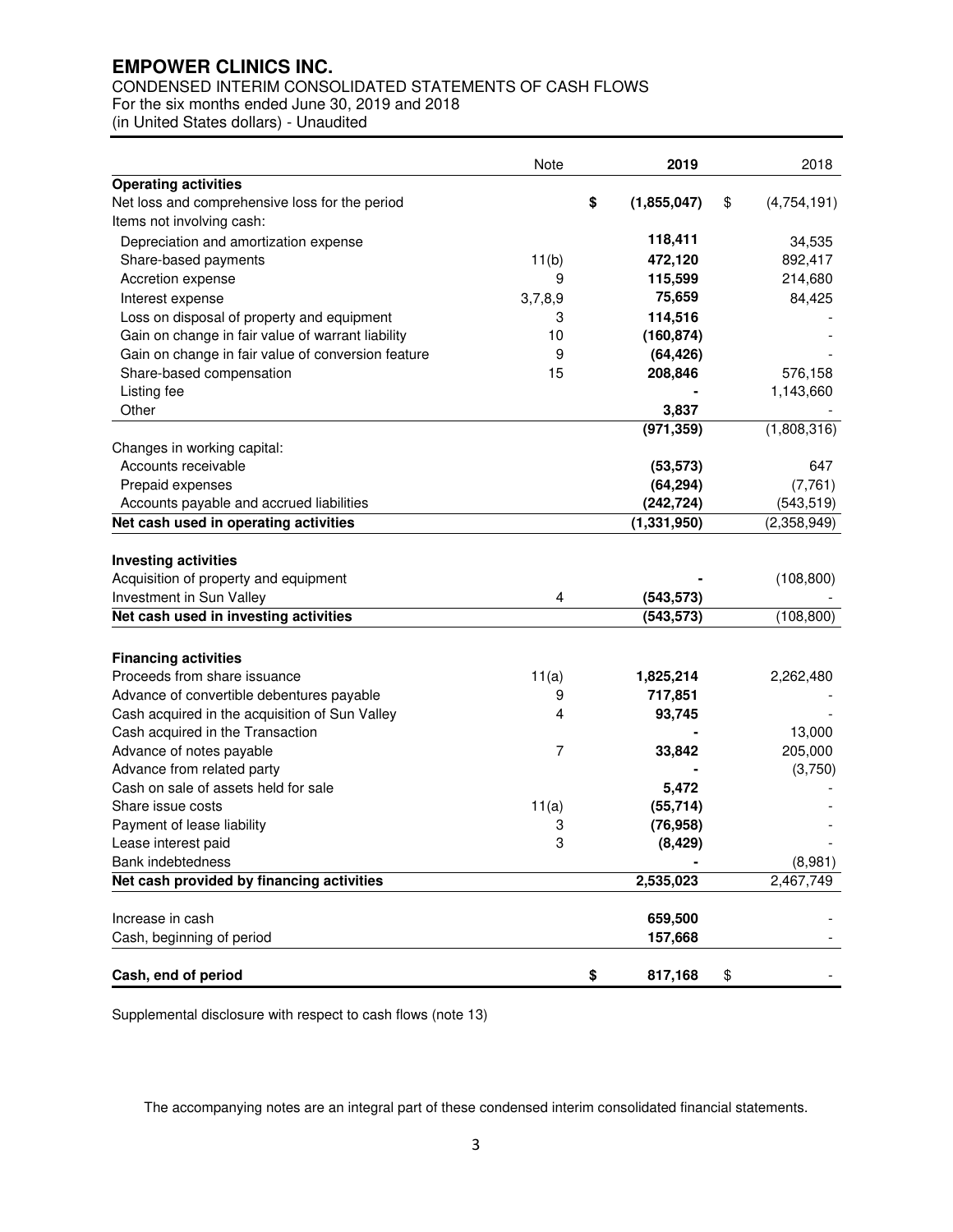# EMPOWER CLINICS INC.

CONDENSED INTERIM CONSOLIDATED STATEMENTS OF CASH FLOWS
For the six months ended June 30, 2019 and 2018
(in United States dollars) - Unaudited

| | Note | 2019 | 2018 |
|---|---|---|---|
| **Operating activities** | | | |
| Net loss and comprehensive loss for the period | | $ **(1,855,047)** | $ (4,754,191) |
| Items not involving cash: | | | |
| Depreciation and amortization expense | | **118,411** | 34,535 |
| Share-based payments | 11(b) | **472,120** | 892,417 |
| Accretion expense | 9 | **115,599** | 214,680 |
| Interest expense | 3,7,8,9 | **75,659** | 84,425 |
| Loss on disposal of property and equipment | 3 | **114,516** | - |
| Gain on change in fair value of warrant liability | 10 | **(160,874)** | - |
| Gain on change in fair value of conversion feature | 9 | **(64,426)** | - |
| Share-based compensation | 15 | **208,846** | 576,158 |
| Listing fee | | **-** | 1,143,660 |
| Other | | **3,837** | - |
| | | **(971,359)** | (1,808,316) |
| Changes in working capital: | | | |
| Accounts receivable | | **(53,573)** | 647 |
| Prepaid expenses | | **(64,294)** | (7,761) |
| Accounts payable and accrued liabilities | | **(242,724)** | (543,519) |
| **Net cash used in operating activities** | | **(1,331,950)** | (2,358,949) |
| | | | |
| **Investing activities** | | | |
| Acquisition of property and equipment | | **-** | (108,800) |
| Investment in Sun Valley | 4 | **(543,573)** | - |
| **Net cash used in investing activities** | | **(543,573)** | (108,800) |
| | | | |
| **Financing activities** | | | |
| Proceeds from share issuance | 11(a) | **1,825,214** | 2,262,480 |
| Advance of convertible debentures payable | 9 | **717,851** | - |
| Cash acquired in the acquisition of Sun Valley | 4 | **93,745** | - |
| Cash acquired in the Transaction | | **-** | 13,000 |
| Advance of notes payable | 7 | **33,842** | 205,000 |
| Advance from related party | | **-** | (3,750) |
| Cash on sale of assets held for sale | | **5,472** | - |
| Share issue costs | 11(a) | **(55,714)** | - |
| Payment of lease liability | 3 | **(76,958)** | - |
| Lease interest paid | 3 | **(8,429)** | - |
| Bank indebtedness | | **-** | (8,981) |
| **Net cash provided by financing activities** | | **2,535,023** | 2,467,749 |
| | | | |
| Increase in cash | | **659,500** | - |
| Cash, beginning of period | | **157,668** | - |
| | | | |
| **Cash, end of period** | | $ **817,168** | $ - |

Supplemental disclosure with respect to cash flows (note 13)

The accompanying notes are an integral part of these condensed interim consolidated financial statements.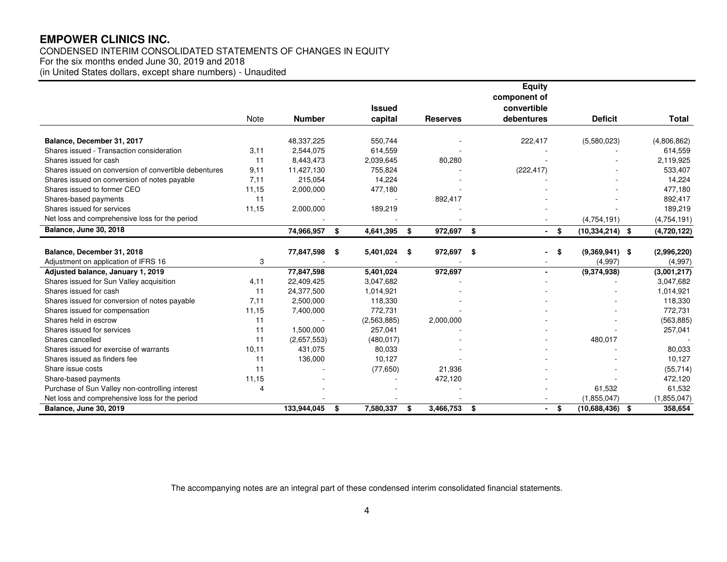# EMPOWER CLINICS INC.

CONDENSED INTERIM CONSOLIDATED STATEMENTS OF CHANGES IN EQUITY
For the six months ended June 30, 2019 and 2018
(in United States dollars, except share numbers) - Unaudited

| | Note | Number | Issued capital | Reserves | Equity component of convertible debentures | Deficit | Total |
|---|---|---|---|---|---|---|---|
| **Balance, December 31, 2017** | | 48,337,225 | 550,744 | - | 222,417 | (5,580,023) | (4,806,862) |
| Shares issued - Transaction consideration | 3,11 | 2,544,075 | 614,559 | - | - | - | 614,559 |
| Shares issued for cash | 11 | 8,443,473 | 2,039,645 | 80,280 | - | - | 2,119,925 |
| Shares issued on conversion of convertible debentures | 9,11 | 11,427,130 | 755,824 | - | (222,417) | - | 533,407 |
| Shares issued on conversion of notes payable | 7,11 | 215,054 | 14,224 | - | - | - | 14,224 |
| Shares issued to former CEO | 11,15 | 2,000,000 | 477,180 | - | - | - | 477,180 |
| Shares-based payments | 11 | - | - | 892,417 | - | - | 892,417 |
| Shares issued for services | 11,15 | 2,000,000 | 189,219 | - | - | - | 189,219 |
| Net loss and comprehensive loss for the period | | - | - | - | - | (4,754,191) | (4,754,191) |
| **Balance, June 30, 2018** | | **74,966,957** | **$ 4,641,395** | **$ 972,697** | **$ -** | **$ (10,334,214)** | **$ (4,720,122)** |
| | | | | | | | |
| **Balance, December 31, 2018** | | **77,847,598** | **$ 5,401,024** | **$ 972,697** | **$ -** | **$ (9,369,941)** | **$ (2,996,220)** |
| Adjustment on application of IFRS 16 | 3 | - | - | - | - | (4,997) | (4,997) |
| **Adjusted balance, January 1, 2019** | | **77,847,598** | **5,401,024** | **972,697** | **-** | **(9,374,938)** | **(3,001,217)** |
| Shares issued for Sun Valley acquisition | 4,11 | 22,409,425 | 3,047,682 | - | - | - | 3,047,682 |
| Shares issued for cash | 11 | 24,377,500 | 1,014,921 | - | - | - | 1,014,921 |
| Shares issued for conversion of notes payable | 7,11 | 2,500,000 | 118,330 | - | - | - | 118,330 |
| Shares issued for compensation | 11,15 | 7,400,000 | 772,731 | - | - | - | 772,731 |
| Shares held in escrow | 11 | - | (2,563,885) | 2,000,000 | - | - | (563,885) |
| Shares issued for services | 11 | 1,500,000 | 257,041 | - | - | - | 257,041 |
| Shares cancelled | 11 | (2,657,553) | (480,017) | - | - | 480,017 | - |
| Shares issued for exercise of warrants | 10,11 | 431,075 | 80,033 | - | - | - | 80,033 |
| Shares issued as finders fee | 11 | 136,000 | 10,127 | - | - | - | 10,127 |
| Share issue costs | 11 | - | (77,650) | 21,936 | - | - | (55,714) |
| Share-based payments | 11,15 | - | - | 472,120 | - | - | 472,120 |
| Purchase of Sun Valley non-controlling interest | 4 | - | - | - | - | 61,532 | 61,532 |
| Net loss and comprehensive loss for the period | | - | - | - | - | (1,855,047) | (1,855,047) |
| **Balance, June 30, 2019** | | **133,944,045** | **$ 7,580,337** | **$ 3,466,753** | **$ -** | **$ (10,688,436)** | **$ 358,654** |

The accompanying notes are an integral part of these condensed interim consolidated financial statements.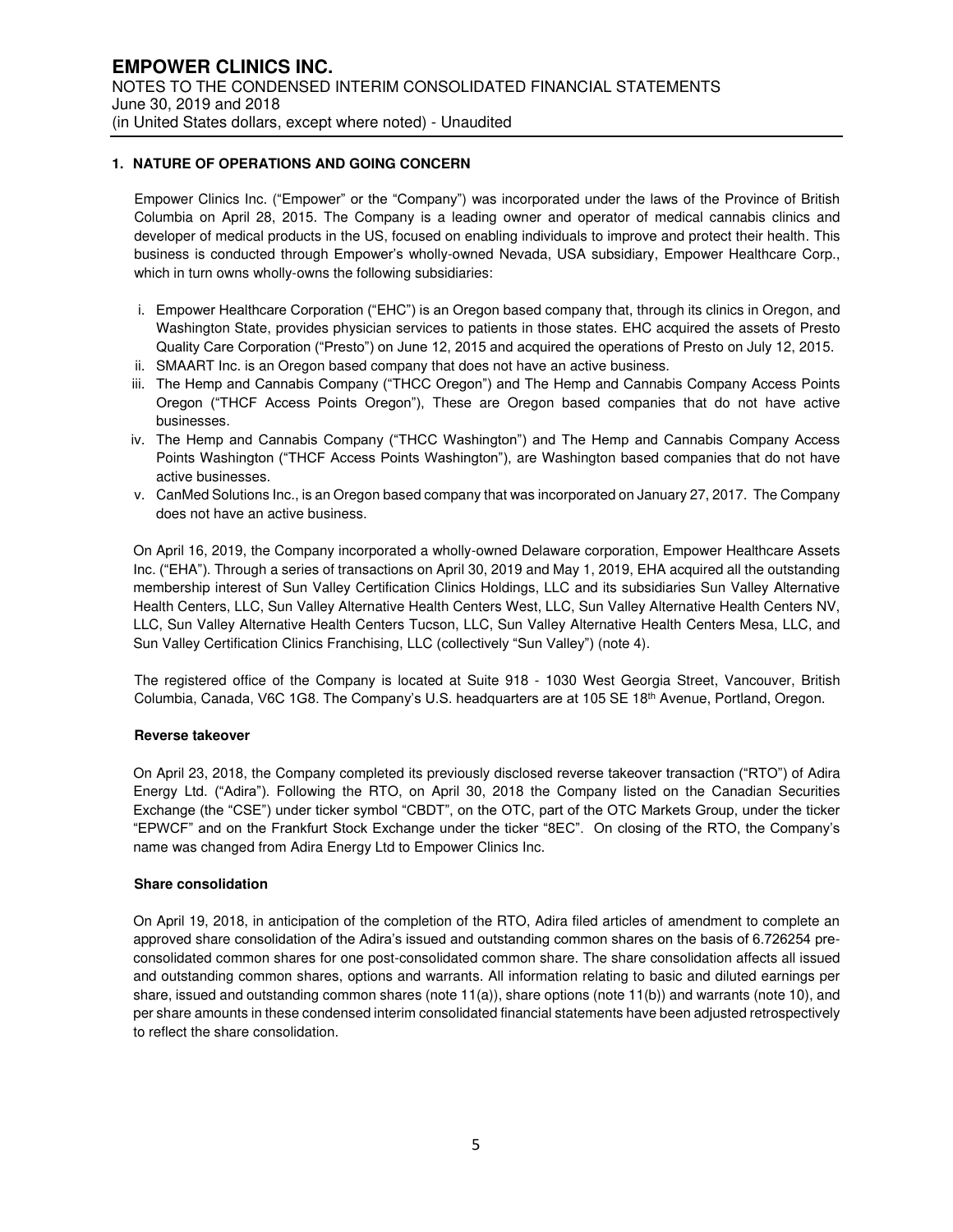## 1. NATURE OF OPERATIONS AND GOING CONCERN

Empower Clinics Inc. ("Empower" or the "Company") was incorporated under the laws of the Province of British Columbia on April 28, 2015. The Company is a leading owner and operator of medical cannabis clinics and developer of medical products in the US, focused on enabling individuals to improve and protect their health. This business is conducted through Empower's wholly-owned Nevada, USA subsidiary, Empower Healthcare Corp., which in turn owns wholly-owns the following subsidiaries:

i. Empower Healthcare Corporation ("EHC") is an Oregon based company that, through its clinics in Oregon, and Washington State, provides physician services to patients in those states. EHC acquired the assets of Presto Quality Care Corporation ("Presto") on June 12, 2015 and acquired the operations of Presto on July 12, 2015.
ii. SMAART Inc. is an Oregon based company that does not have an active business.
iii. The Hemp and Cannabis Company ("THCC Oregon") and The Hemp and Cannabis Company Access Points Oregon ("THCF Access Points Oregon"), These are Oregon based companies that do not have active businesses.
iv. The Hemp and Cannabis Company ("THCC Washington") and The Hemp and Cannabis Company Access Points Washington ("THCF Access Points Washington"), are Washington based companies that do not have active businesses.
v. CanMed Solutions Inc., is an Oregon based company that was incorporated on January 27, 2017. The Company does not have an active business.

On April 16, 2019, the Company incorporated a wholly-owned Delaware corporation, Empower Healthcare Assets Inc. ("EHA"). Through a series of transactions on April 30, 2019 and May 1, 2019, EHA acquired all the outstanding membership interest of Sun Valley Certification Clinics Holdings, LLC and its subsidiaries Sun Valley Alternative Health Centers, LLC, Sun Valley Alternative Health Centers West, LLC, Sun Valley Alternative Health Centers NV, LLC, Sun Valley Alternative Health Centers Tucson, LLC, Sun Valley Alternative Health Centers Mesa, LLC, and Sun Valley Certification Clinics Franchising, LLC (collectively "Sun Valley") (note 4).

The registered office of the Company is located at Suite 918 - 1030 West Georgia Street, Vancouver, British Columbia, Canada, V6C 1G8. The Company's U.S. headquarters are at 105 SE 18th Avenue, Portland, Oregon.

### Reverse takeover

On April 23, 2018, the Company completed its previously disclosed reverse takeover transaction ("RTO") of Adira Energy Ltd. ("Adira"). Following the RTO, on April 30, 2018 the Company listed on the Canadian Securities Exchange (the "CSE") under ticker symbol "CBDT", on the OTC, part of the OTC Markets Group, under the ticker "EPWCF" and on the Frankfurt Stock Exchange under the ticker "8EC". On closing of the RTO, the Company's name was changed from Adira Energy Ltd to Empower Clinics Inc.

### Share consolidation

On April 19, 2018, in anticipation of the completion of the RTO, Adira filed articles of amendment to complete an approved share consolidation of the Adira's issued and outstanding common shares on the basis of 6.726254 pre-consolidated common shares for one post-consolidated common share. The share consolidation affects all issued and outstanding common shares, options and warrants. All information relating to basic and diluted earnings per share, issued and outstanding common shares (note 11(a)), share options (note 11(b)) and warrants (note 10), and per share amounts in these condensed interim consolidated financial statements have been adjusted retrospectively to reflect the share consolidation.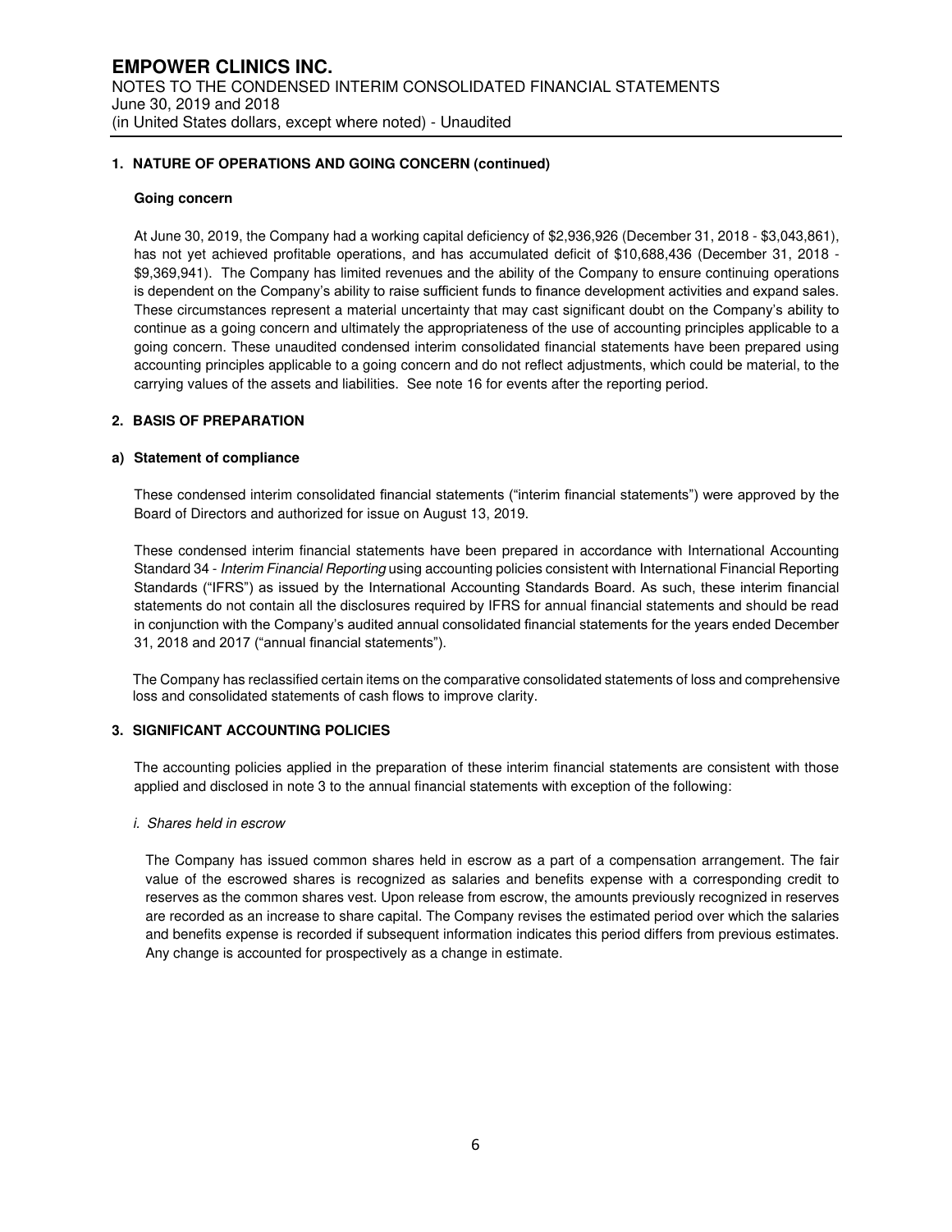## 1. NATURE OF OPERATIONS AND GOING CONCERN (continued)

### Going concern

At June 30, 2019, the Company had a working capital deficiency of $2,936,926 (December 31, 2018 - $3,043,861), has not yet achieved profitable operations, and has accumulated deficit of $10,688,436 (December 31, 2018 - $9,369,941). The Company has limited revenues and the ability of the Company to ensure continuing operations is dependent on the Company's ability to raise sufficient funds to finance development activities and expand sales. These circumstances represent a material uncertainty that may cast significant doubt on the Company's ability to continue as a going concern and ultimately the appropriateness of the use of accounting principles applicable to a going concern. These unaudited condensed interim consolidated financial statements have been prepared using accounting principles applicable to a going concern and do not reflect adjustments, which could be material, to the carrying values of the assets and liabilities. See note 16 for events after the reporting period.

## 2. BASIS OF PREPARATION

### a) Statement of compliance

These condensed interim consolidated financial statements ("interim financial statements") were approved by the Board of Directors and authorized for issue on August 13, 2019.

These condensed interim financial statements have been prepared in accordance with International Accounting Standard 34 - *Interim Financial Reporting* using accounting policies consistent with International Financial Reporting Standards ("IFRS") as issued by the International Accounting Standards Board. As such, these interim financial statements do not contain all the disclosures required by IFRS for annual financial statements and should be read in conjunction with the Company's audited annual consolidated financial statements for the years ended December 31, 2018 and 2017 ("annual financial statements").

The Company has reclassified certain items on the comparative consolidated statements of loss and comprehensive loss and consolidated statements of cash flows to improve clarity.

## 3. SIGNIFICANT ACCOUNTING POLICIES

The accounting policies applied in the preparation of these interim financial statements are consistent with those applied and disclosed in note 3 to the annual financial statements with exception of the following:

*i. Shares held in escrow*

The Company has issued common shares held in escrow as a part of a compensation arrangement. The fair value of the escrowed shares is recognized as salaries and benefits expense with a corresponding credit to reserves as the common shares vest. Upon release from escrow, the amounts previously recognized in reserves are recorded as an increase to share capital. The Company revises the estimated period over which the salaries and benefits expense is recorded if subsequent information indicates this period differs from previous estimates. Any change is accounted for prospectively as a change in estimate.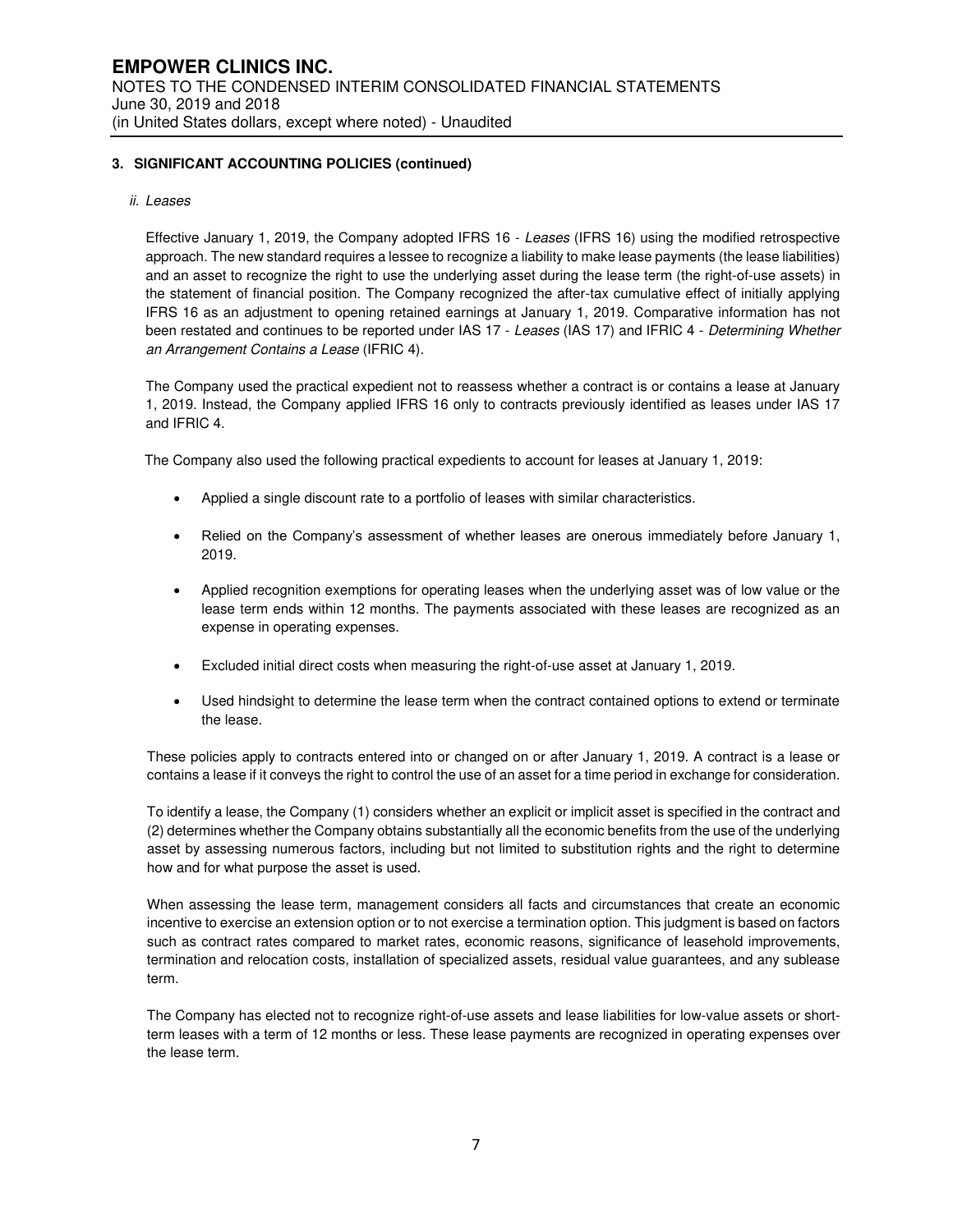## 3. SIGNIFICANT ACCOUNTING POLICIES (continued)

### *ii. Leases*

Effective January 1, 2019, the Company adopted IFRS 16 - *Leases* (IFRS 16) using the modified retrospective approach. The new standard requires a lessee to recognize a liability to make lease payments (the lease liabilities) and an asset to recognize the right to use the underlying asset during the lease term (the right-of-use assets) in the statement of financial position. The Company recognized the after-tax cumulative effect of initially applying IFRS 16 as an adjustment to opening retained earnings at January 1, 2019. Comparative information has not been restated and continues to be reported under IAS 17 - *Leases* (IAS 17) and IFRIC 4 - *Determining Whether an Arrangement Contains a Lease* (IFRIC 4).

The Company used the practical expedient not to reassess whether a contract is or contains a lease at January 1, 2019. Instead, the Company applied IFRS 16 only to contracts previously identified as leases under IAS 17 and IFRIC 4.

The Company also used the following practical expedients to account for leases at January 1, 2019:

- Applied a single discount rate to a portfolio of leases with similar characteristics.
- Relied on the Company's assessment of whether leases are onerous immediately before January 1, 2019.
- Applied recognition exemptions for operating leases when the underlying asset was of low value or the lease term ends within 12 months. The payments associated with these leases are recognized as an expense in operating expenses.
- Excluded initial direct costs when measuring the right-of-use asset at January 1, 2019.
- Used hindsight to determine the lease term when the contract contained options to extend or terminate the lease.

These policies apply to contracts entered into or changed on or after January 1, 2019. A contract is a lease or contains a lease if it conveys the right to control the use of an asset for a time period in exchange for consideration.

To identify a lease, the Company (1) considers whether an explicit or implicit asset is specified in the contract and (2) determines whether the Company obtains substantially all the economic benefits from the use of the underlying asset by assessing numerous factors, including but not limited to substitution rights and the right to determine how and for what purpose the asset is used.

When assessing the lease term, management considers all facts and circumstances that create an economic incentive to exercise an extension option or to not exercise a termination option. This judgment is based on factors such as contract rates compared to market rates, economic reasons, significance of leasehold improvements, termination and relocation costs, installation of specialized assets, residual value guarantees, and any sublease term.

The Company has elected not to recognize right-of-use assets and lease liabilities for low-value assets or short-term leases with a term of 12 months or less. These lease payments are recognized in operating expenses over the lease term.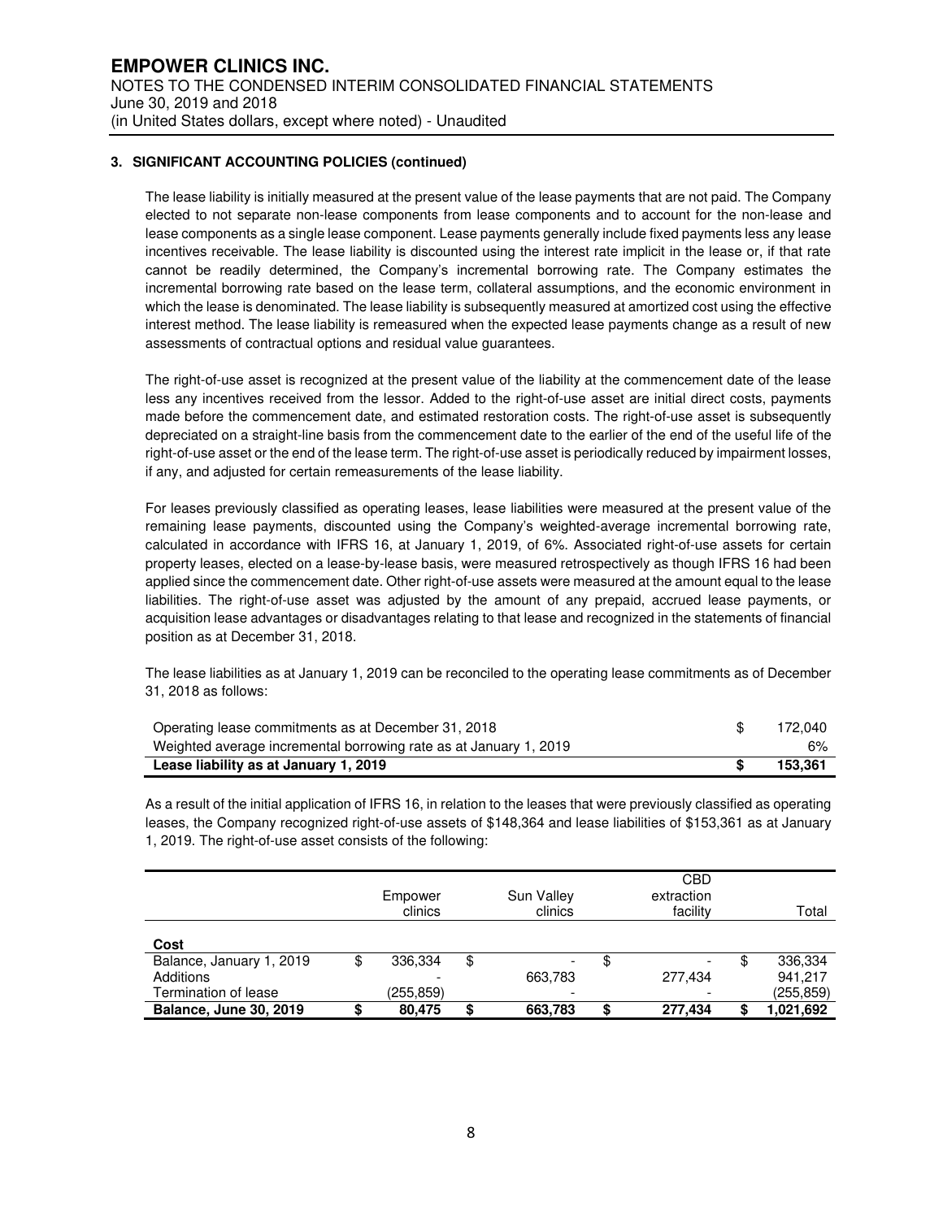### 3. SIGNIFICANT ACCOUNTING POLICIES (continued)

The lease liability is initially measured at the present value of the lease payments that are not paid. The Company elected to not separate non-lease components from lease components and to account for the non-lease and lease components as a single lease component. Lease payments generally include fixed payments less any lease incentives receivable. The lease liability is discounted using the interest rate implicit in the lease or, if that rate cannot be readily determined, the Company's incremental borrowing rate. The Company estimates the incremental borrowing rate based on the lease term, collateral assumptions, and the economic environment in which the lease is denominated. The lease liability is subsequently measured at amortized cost using the effective interest method. The lease liability is remeasured when the expected lease payments change as a result of new assessments of contractual options and residual value guarantees.

The right-of-use asset is recognized at the present value of the liability at the commencement date of the lease less any incentives received from the lessor. Added to the right-of-use asset are initial direct costs, payments made before the commencement date, and estimated restoration costs. The right-of-use asset is subsequently depreciated on a straight-line basis from the commencement date to the earlier of the end of the useful life of the right-of-use asset or the end of the lease term. The right-of-use asset is periodically reduced by impairment losses, if any, and adjusted for certain remeasurements of the lease liability.

For leases previously classified as operating leases, lease liabilities were measured at the present value of the remaining lease payments, discounted using the Company's weighted-average incremental borrowing rate, calculated in accordance with IFRS 16, at January 1, 2019, of 6%. Associated right-of-use assets for certain property leases, elected on a lease-by-lease basis, were measured retrospectively as though IFRS 16 had been applied since the commencement date. Other right-of-use assets were measured at the amount equal to the lease liabilities. The right-of-use asset was adjusted by the amount of any prepaid, accrued lease payments, or acquisition lease advantages or disadvantages relating to that lease and recognized in the statements of financial position as at December 31, 2018.

The lease liabilities as at January 1, 2019 can be reconciled to the operating lease commitments as of December 31, 2018 as follows:

| | |
|---|---|
| Operating lease commitments as at December 31, 2018 | $ 172,040 |
| Weighted average incremental borrowing rate as at January 1, 2019 | 6% |
| **Lease liability as at January 1, 2019** | **$ 153,361** |

As a result of the initial application of IFRS 16, in relation to the leases that were previously classified as operating leases, the Company recognized right-of-use assets of $148,364 and lease liabilities of $153,361 as at January 1, 2019. The right-of-use asset consists of the following:

| | Empower clinics | Sun Valley clinics | CBD extraction facility | Total |
|---|---|---|---|---|
| **Cost** | | | | |
| Balance, January 1, 2019 | $ 336,334 | $ - | $ - | $ 336,334 |
| Additions | - | 663,783 | 277,434 | 941,217 |
| Termination of lease | (255,859) | - | - | (255,859) |
| **Balance, June 30, 2019** | **$ 80,475** | **$ 663,783** | **$ 277,434** | **$ 1,021,692** |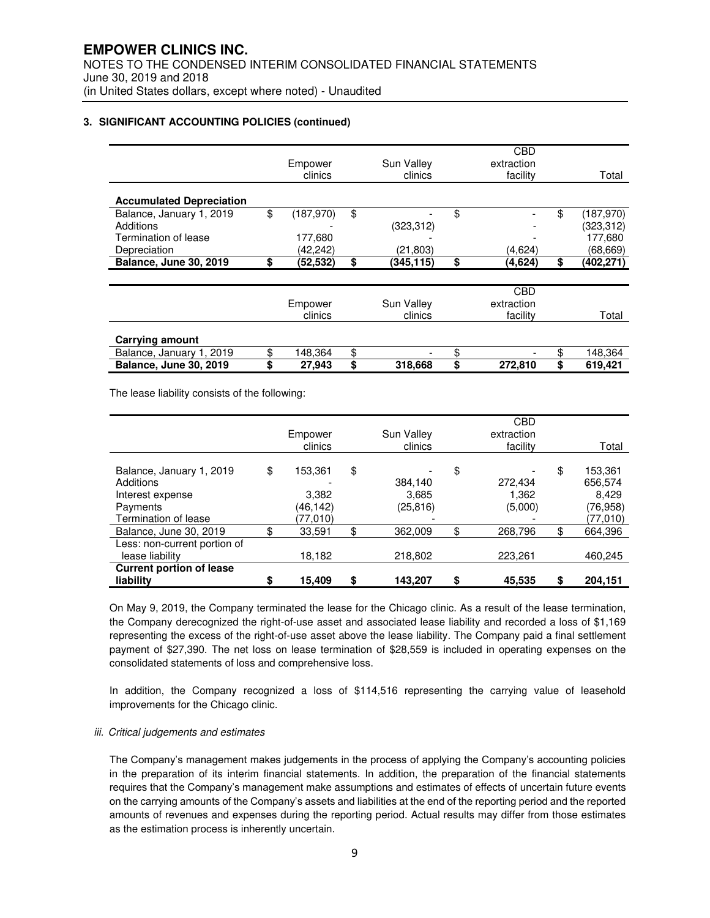### 3. SIGNIFICANT ACCOUNTING POLICIES (continued)

| | Empower clinics | Sun Valley clinics | CBD extraction facility | Total |
|---|---|---|---|---|
| **Accumulated Depreciation** | | | | |
| Balance, January 1, 2019 | $ (187,970) | $ - | $ - | $ (187,970) |
| Additions | - | (323,312) | - | (323,312) |
| Termination of lease | 177,680 | - | - | 177,680 |
| Depreciation | (42,242) | (21,803) | (4,624) | (68,669) |
| **Balance, June 30, 2019** | **$ (52,532)** | **$ (345,115)** | **$ (4,624)** | **$ (402,271)** |

| | Empower clinics | Sun Valley clinics | CBD extraction facility | Total |
|---|---|---|---|---|
| **Carrying amount** | | | | |
| Balance, January 1, 2019 | $ 148,364 | $ - | $ - | $ 148,364 |
| **Balance, June 30, 2019** | **$ 27,943** | **$ 318,668** | **$ 272,810** | **$ 619,421** |

The lease liability consists of the following:

| | Empower clinics | Sun Valley clinics | CBD extraction facility | Total |
|---|---|---|---|---|
| Balance, January 1, 2019 | $ 153,361 | $ - | $ - | $ 153,361 |
| Additions | - | 384,140 | 272,434 | 656,574 |
| Interest expense | 3,382 | 3,685 | 1,362 | 8,429 |
| Payments | (46,142) | (25,816) | (5,000) | (76,958) |
| Termination of lease | (77,010) | - | - | (77,010) |
| Balance, June 30, 2019 | $ 33,591 | $ 362,009 | $ 268,796 | $ 664,396 |
| Less: non-current portion of lease liability | 18,182 | 218,802 | 223,261 | 460,245 |
| **Current portion of lease liability** | **$ 15,409** | **$ 143,207** | **$ 45,535** | **$ 204,151** |

On May 9, 2019, the Company terminated the lease for the Chicago clinic. As a result of the lease termination, the Company derecognized the right-of-use asset and associated lease liability and recorded a loss of $1,169 representing the excess of the right-of-use asset above the lease liability. The Company paid a final settlement payment of $27,390. The net loss on lease termination of $28,559 is included in operating expenses on the consolidated statements of loss and comprehensive loss.

In addition, the Company recognized a loss of $114,516 representing the carrying value of leasehold improvements for the Chicago clinic.

*iii. Critical judgements and estimates*

The Company's management makes judgements in the process of applying the Company's accounting policies in the preparation of its interim financial statements. In addition, the preparation of the financial statements requires that the Company's management make assumptions and estimates of effects of uncertain future events on the carrying amounts of the Company's assets and liabilities at the end of the reporting period and the reported amounts of revenues and expenses during the reporting period. Actual results may differ from those estimates as the estimation process is inherently uncertain.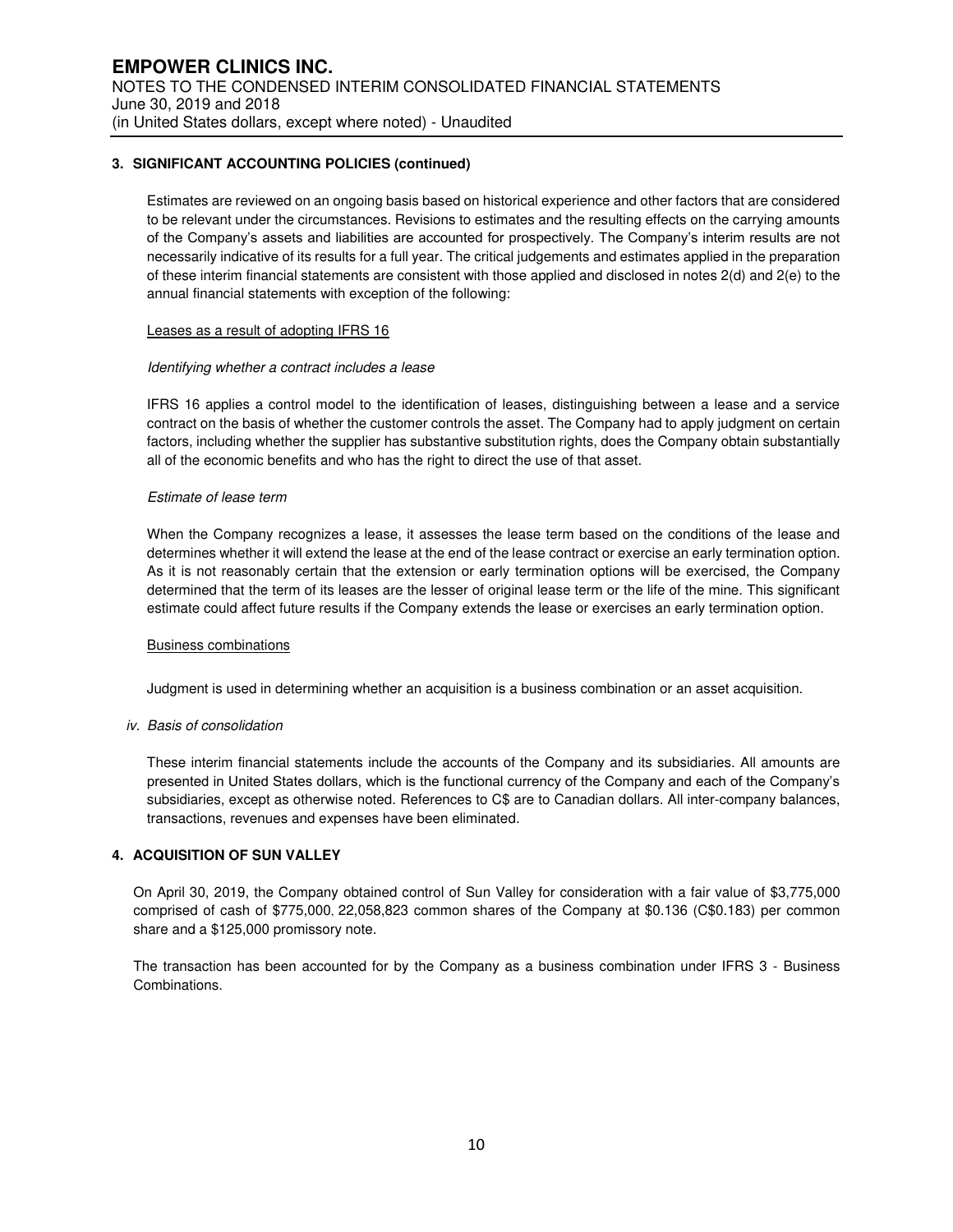### 3. SIGNIFICANT ACCOUNTING POLICIES (continued)

Estimates are reviewed on an ongoing basis based on historical experience and other factors that are considered to be relevant under the circumstances. Revisions to estimates and the resulting effects on the carrying amounts of the Company's assets and liabilities are accounted for prospectively. The Company's interim results are not necessarily indicative of its results for a full year. The critical judgements and estimates applied in the preparation of these interim financial statements are consistent with those applied and disclosed in notes 2(d) and 2(e) to the annual financial statements with exception of the following:

Leases as a result of adopting IFRS 16

*Identifying whether a contract includes a lease*

IFRS 16 applies a control model to the identification of leases, distinguishing between a lease and a service contract on the basis of whether the customer controls the asset. The Company had to apply judgment on certain factors, including whether the supplier has substantive substitution rights, does the Company obtain substantially all of the economic benefits and who has the right to direct the use of that asset.

*Estimate of lease term*

When the Company recognizes a lease, it assesses the lease term based on the conditions of the lease and determines whether it will extend the lease at the end of the lease contract or exercise an early termination option. As it is not reasonably certain that the extension or early termination options will be exercised, the Company determined that the term of its leases are the lesser of original lease term or the life of the mine. This significant estimate could affect future results if the Company extends the lease or exercises an early termination option.

Business combinations

Judgment is used in determining whether an acquisition is a business combination or an asset acquisition.

*iv. Basis of consolidation*

These interim financial statements include the accounts of the Company and its subsidiaries. All amounts are presented in United States dollars, which is the functional currency of the Company and each of the Company's subsidiaries, except as otherwise noted. References to C$ are to Canadian dollars. All inter-company balances, transactions, revenues and expenses have been eliminated.

### 4. ACQUISITION OF SUN VALLEY

On April 30, 2019, the Company obtained control of Sun Valley for consideration with a fair value of $3,775,000 comprised of cash of $775,000, 22,058,823 common shares of the Company at $0.136 (C$0.183) per common share and a $125,000 promissory note.

The transaction has been accounted for by the Company as a business combination under IFRS 3 - Business Combinations.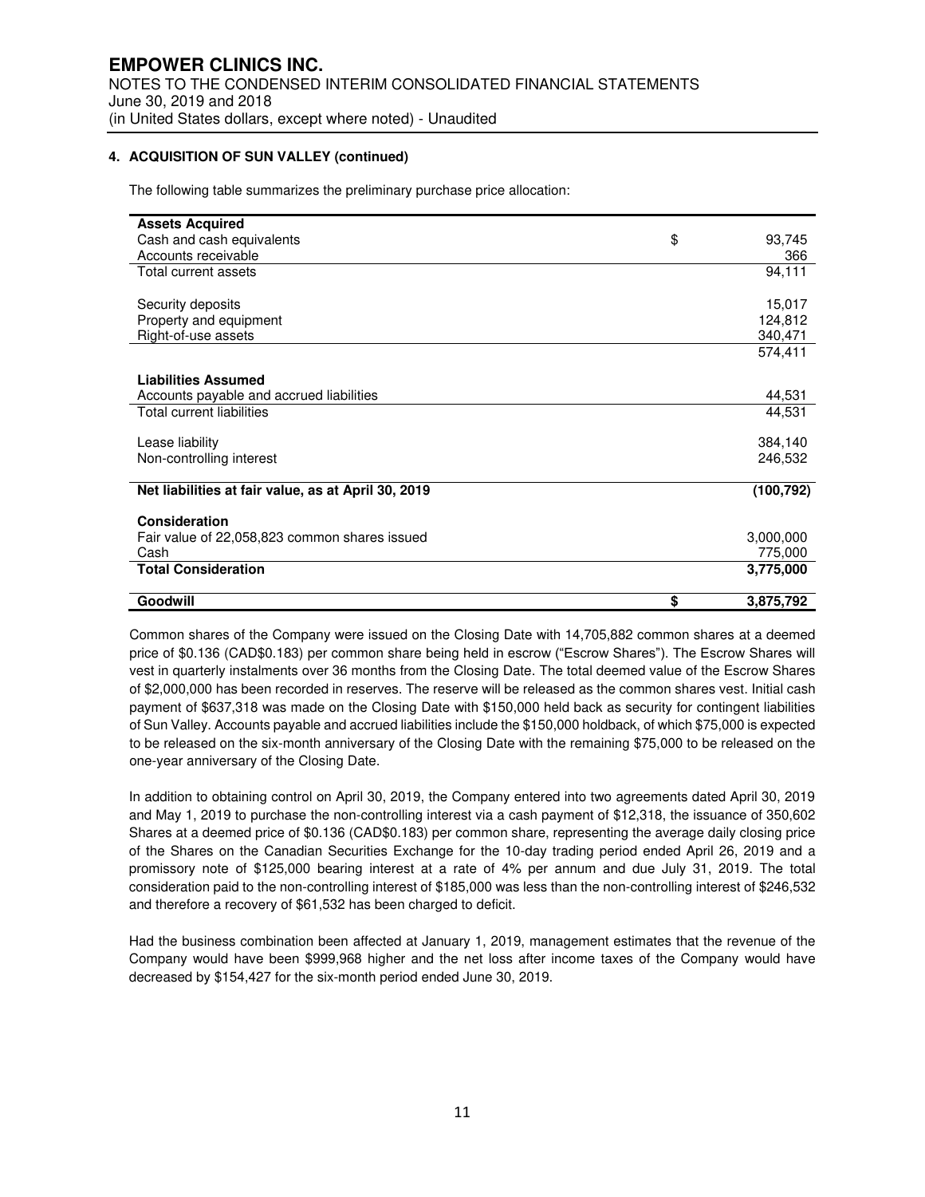## 4. ACQUISITION OF SUN VALLEY (continued)

The following table summarizes the preliminary purchase price allocation:

| | | |
|---|---|---|
| **Assets Acquired** | | |
| Cash and cash equivalents | $ | 93,745 |
| Accounts receivable | | 366 |
| Total current assets | | 94,111 |
| | | |
| Security deposits | | 15,017 |
| Property and equipment | | 124,812 |
| Right-of-use assets | | 340,471 |
| | | 574,411 |
| **Liabilities Assumed** | | |
| Accounts payable and accrued liabilities | | 44,531 |
| Total current liabilities | | 44,531 |
| | | |
| Lease liability | | 384,140 |
| Non-controlling interest | | 246,532 |
| | | |
| **Net liabilities at fair value, as at April 30, 2019** | | **(100,792)** |
| | | |
| **Consideration** | | |
| Fair value of 22,058,823 common shares issued | | 3,000,000 |
| Cash | | 775,000 |
| **Total Consideration** | | **3,775,000** |
| | | |
| **Goodwill** | **$** | **3,875,792** |

Common shares of the Company were issued on the Closing Date with 14,705,882 common shares at a deemed price of $0.136 (CAD$0.183) per common share being held in escrow ("Escrow Shares"). The Escrow Shares will vest in quarterly instalments over 36 months from the Closing Date. The total deemed value of the Escrow Shares of $2,000,000 has been recorded in reserves. The reserve will be released as the common shares vest. Initial cash payment of $637,318 was made on the Closing Date with $150,000 held back as security for contingent liabilities of Sun Valley. Accounts payable and accrued liabilities include the $150,000 holdback, of which $75,000 is expected to be released on the six-month anniversary of the Closing Date with the remaining $75,000 to be released on the one-year anniversary of the Closing Date.

In addition to obtaining control on April 30, 2019, the Company entered into two agreements dated April 30, 2019 and May 1, 2019 to purchase the non-controlling interest via a cash payment of $12,318, the issuance of 350,602 Shares at a deemed price of $0.136 (CAD$0.183) per common share, representing the average daily closing price of the Shares on the Canadian Securities Exchange for the 10-day trading period ended April 26, 2019 and a promissory note of $125,000 bearing interest at a rate of 4% per annum and due July 31, 2019. The total consideration paid to the non-controlling interest of $185,000 was less than the non-controlling interest of $246,532 and therefore a recovery of $61,532 has been charged to deficit.

Had the business combination been affected at January 1, 2019, management estimates that the revenue of the Company would have been $999,968 higher and the net loss after income taxes of the Company would have decreased by $154,427 for the six-month period ended June 30, 2019.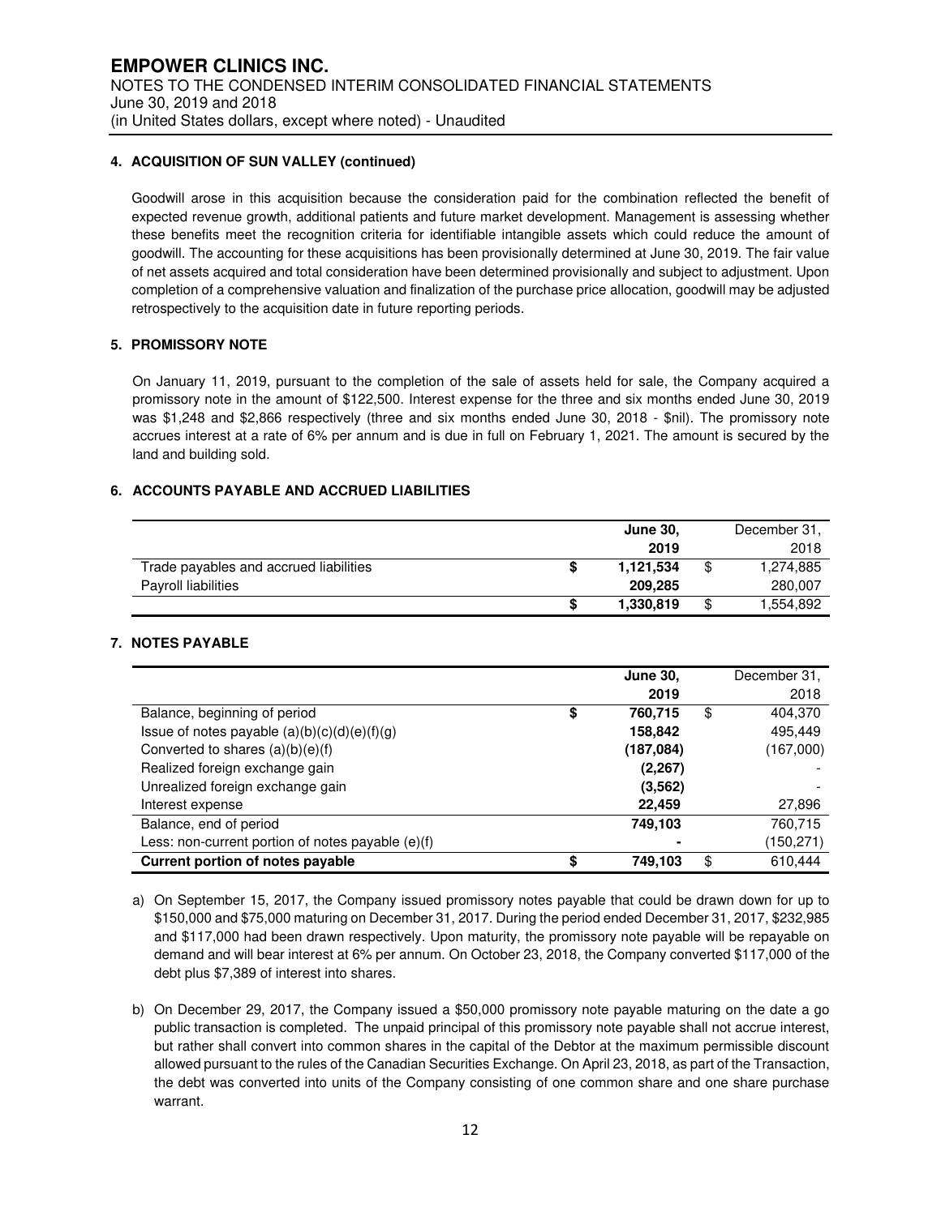#### 4. ACQUISITION OF SUN VALLEY (continued)

Goodwill arose in this acquisition because the consideration paid for the combination reflected the benefit of expected revenue growth, additional patients and future market development. Management is assessing whether these benefits meet the recognition criteria for identifiable intangible assets which could reduce the amount of goodwill. The accounting for these acquisitions has been provisionally determined at June 30, 2019. The fair value of net assets acquired and total consideration have been determined provisionally and subject to adjustment. Upon completion of a comprehensive valuation and finalization of the purchase price allocation, goodwill may be adjusted retrospectively to the acquisition date in future reporting periods.

#### 5. PROMISSORY NOTE

On January 11, 2019, pursuant to the completion of the sale of assets held for sale, the Company acquired a promissory note in the amount of $122,500. Interest expense for the three and six months ended June 30, 2019 was $1,248 and $2,866 respectively (three and six months ended June 30, 2018 - $nil). The promissory note accrues interest at a rate of 6% per annum and is due in full on February 1, 2021. The amount is secured by the land and building sold.

#### 6. ACCOUNTS PAYABLE AND ACCRUED LIABILITIES

| | **June 30, 2019** | December 31, 2018 |
|---|---|---|
| Trade payables and accrued liabilities | **$ 1,121,534** | $ 1,274,885 |
| Payroll liabilities | **209,285** | 280,007 |
| | **$ 1,330,819** | $ 1,554,892 |

#### 7. NOTES PAYABLE

| | **June 30, 2019** | December 31, 2018 |
|---|---|---|
| Balance, beginning of period | **$ 760,715** | $ 404,370 |
| Issue of notes payable (a)(b)(c)(d)(e)(f)(g) | **158,842** | 495,449 |
| Converted to shares (a)(b)(e)(f) | **(187,084)** | (167,000) |
| Realized foreign exchange gain | **(2,267)** | - |
| Unrealized foreign exchange gain | **(3,562)** | - |
| Interest expense | **22,459** | 27,896 |
| Balance, end of period | **749,103** | 760,715 |
| Less: non-current portion of notes payable (e)(f) | **-** | (150,271) |
| **Current portion of notes payable** | **$ 749,103** | $ 610,444 |

a) On September 15, 2017, the Company issued promissory notes payable that could be drawn down for up to $150,000 and $75,000 maturing on December 31, 2017. During the period ended December 31, 2017, $232,985 and $117,000 had been drawn respectively. Upon maturity, the promissory note payable will be repayable on demand and will bear interest at 6% per annum. On October 23, 2018, the Company converted $117,000 of the debt plus $7,389 of interest into shares.

b) On December 29, 2017, the Company issued a $50,000 promissory note payable maturing on the date a go public transaction is completed. The unpaid principal of this promissory note payable shall not accrue interest, but rather shall convert into common shares in the capital of the Debtor at the maximum permissible discount allowed pursuant to the rules of the Canadian Securities Exchange. On April 23, 2018, as part of the Transaction, the debt was converted into units of the Company consisting of one common share and one share purchase warrant.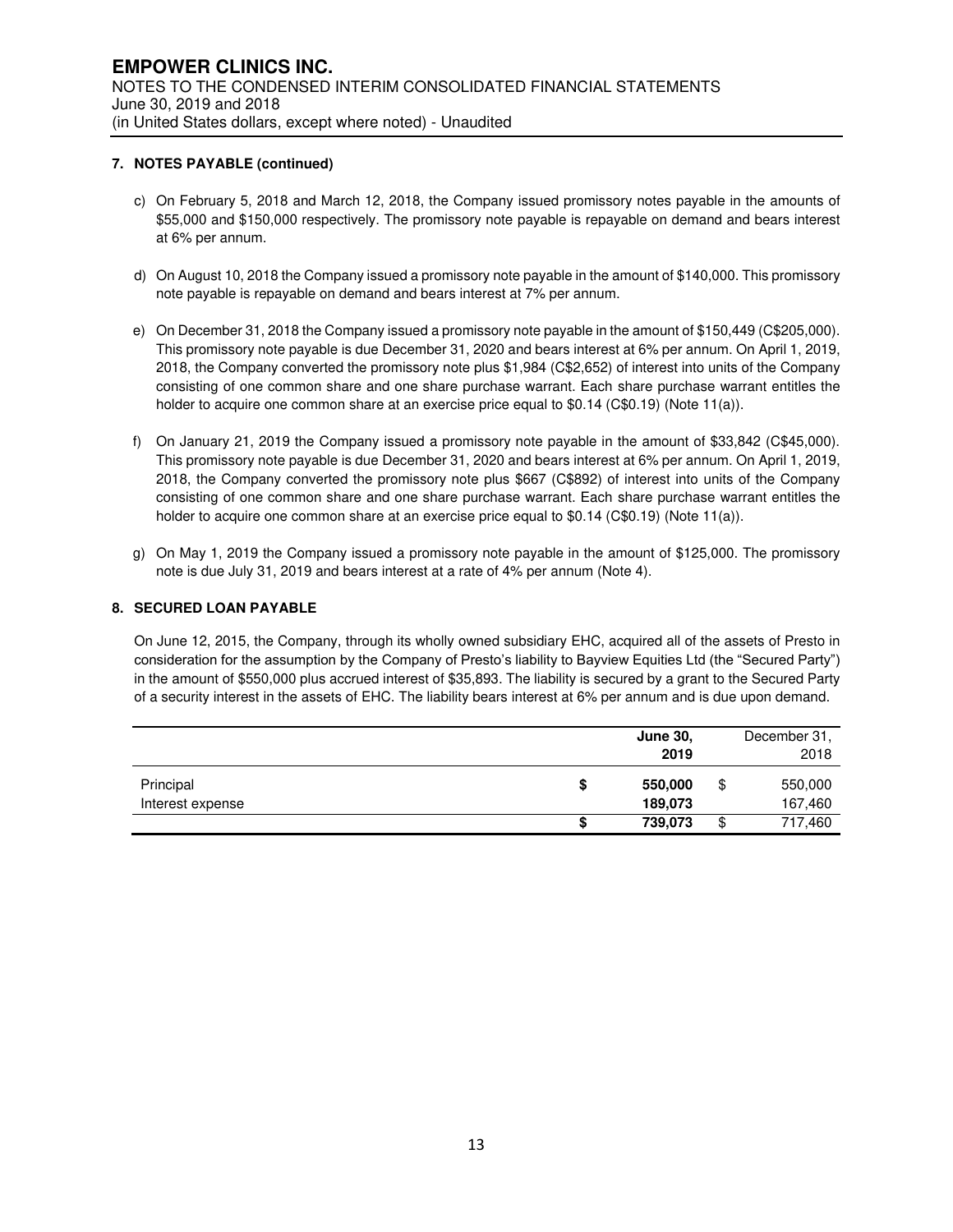## 7. NOTES PAYABLE (continued)

c) On February 5, 2018 and March 12, 2018, the Company issued promissory notes payable in the amounts of $55,000 and $150,000 respectively. The promissory note payable is repayable on demand and bears interest at 6% per annum.

d) On August 10, 2018 the Company issued a promissory note payable in the amount of $140,000. This promissory note payable is repayable on demand and bears interest at 7% per annum.

e) On December 31, 2018 the Company issued a promissory note payable in the amount of $150,449 (C$205,000). This promissory note payable is due December 31, 2020 and bears interest at 6% per annum. On April 1, 2019, 2018, the Company converted the promissory note plus $1,984 (C$2,652) of interest into units of the Company consisting of one common share and one share purchase warrant. Each share purchase warrant entitles the holder to acquire one common share at an exercise price equal to $0.14 (C$0.19) (Note 11(a)).

f) On January 21, 2019 the Company issued a promissory note payable in the amount of $33,842 (C$45,000). This promissory note payable is due December 31, 2020 and bears interest at 6% per annum. On April 1, 2019, 2018, the Company converted the promissory note plus $667 (C$892) of interest into units of the Company consisting of one common share and one share purchase warrant. Each share purchase warrant entitles the holder to acquire one common share at an exercise price equal to $0.14 (C$0.19) (Note 11(a)).

g) On May 1, 2019 the Company issued a promissory note payable in the amount of $125,000. The promissory note is due July 31, 2019 and bears interest at a rate of 4% per annum (Note 4).

## 8. SECURED LOAN PAYABLE

On June 12, 2015, the Company, through its wholly owned subsidiary EHC, acquired all of the assets of Presto in consideration for the assumption by the Company of Presto's liability to Bayview Equities Ltd (the "Secured Party") in the amount of $550,000 plus accrued interest of $35,893. The liability is secured by a grant to the Secured Party of a security interest in the assets of EHC. The liability bears interest at 6% per annum and is due upon demand.

| | **June 30, 2019** | December 31, 2018 |
|---|---|---|
| Principal | **$ 550,000** | $ 550,000 |
| Interest expense | **189,073** | 167,460 |
| | **$ 739,073** | $ 717,460 |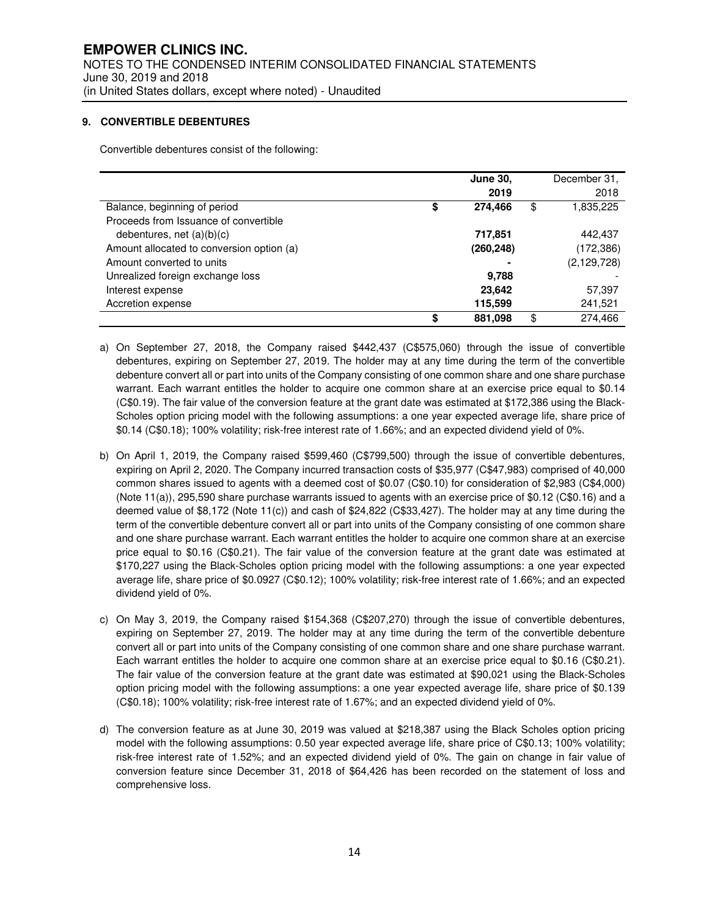## 9. CONVERTIBLE DEBENTURES

Convertible debentures consist of the following:

| | June 30, 2019 | December 31, 2018 |
|---|---|---|
| Balance, beginning of period | $ 274,466 | $ 1,835,225 |
| Proceeds from Issuance of convertible debentures, net (a)(b)(c) | 717,851 | 442,437 |
| Amount allocated to conversion option (a) | (260,248) | (172,386) |
| Amount converted to units | - | (2,129,728) |
| Unrealized foreign exchange loss | 9,788 | - |
| Interest expense | 23,642 | 57,397 |
| Accretion expense | 115,599 | 241,521 |
| | $ 881,098 | $ 274,466 |

a) On September 27, 2018, the Company raised $442,437 (C$575,060) through the issue of convertible debentures, expiring on September 27, 2019. The holder may at any time during the term of the convertible debenture convert all or part into units of the Company consisting of one common share and one share purchase warrant. Each warrant entitles the holder to acquire one common share at an exercise price equal to $0.14 (C$0.19). The fair value of the conversion feature at the grant date was estimated at $172,386 using the Black-Scholes option pricing model with the following assumptions: a one year expected average life, share price of $0.14 (C$0.18); 100% volatility; risk-free interest rate of 1.66%; and an expected dividend yield of 0%.

b) On April 1, 2019, the Company raised $599,460 (C$799,500) through the issue of convertible debentures, expiring on April 2, 2020. The Company incurred transaction costs of $35,977 (C$47,983) comprised of 40,000 common shares issued to agents with a deemed cost of $0.07 (C$0.10) for consideration of $2,983 (C$4,000) (Note 11(a)), 295,590 share purchase warrants issued to agents with an exercise price of $0.12 (C$0.16) and a deemed value of $8,172 (Note 11(c)) and cash of $24,822 (C$33,427). The holder may at any time during the term of the convertible debenture convert all or part into units of the Company consisting of one common share and one share purchase warrant. Each warrant entitles the holder to acquire one common share at an exercise price equal to $0.16 (C$0.21). The fair value of the conversion feature at the grant date was estimated at $170,227 using the Black-Scholes option pricing model with the following assumptions: a one year expected average life, share price of $0.0927 (C$0.12); 100% volatility; risk-free interest rate of 1.66%; and an expected dividend yield of 0%.

c) On May 3, 2019, the Company raised $154,368 (C$207,270) through the issue of convertible debentures, expiring on September 27, 2019. The holder may at any time during the term of the convertible debenture convert all or part into units of the Company consisting of one common share and one share purchase warrant. Each warrant entitles the holder to acquire one common share at an exercise price equal to $0.16 (C$0.21). The fair value of the conversion feature at the grant date was estimated at $90,021 using the Black-Scholes option pricing model with the following assumptions: a one year expected average life, share price of $0.139 (C$0.18); 100% volatility; risk-free interest rate of 1.67%; and an expected dividend yield of 0%.

d) The conversion feature as at June 30, 2019 was valued at $218,387 using the Black Scholes option pricing model with the following assumptions: 0.50 year expected average life, share price of C$0.13; 100% volatility; risk-free interest rate of 1.52%; and an expected dividend yield of 0%. The gain on change in fair value of conversion feature since December 31, 2018 of $64,426 has been recorded on the statement of loss and comprehensive loss.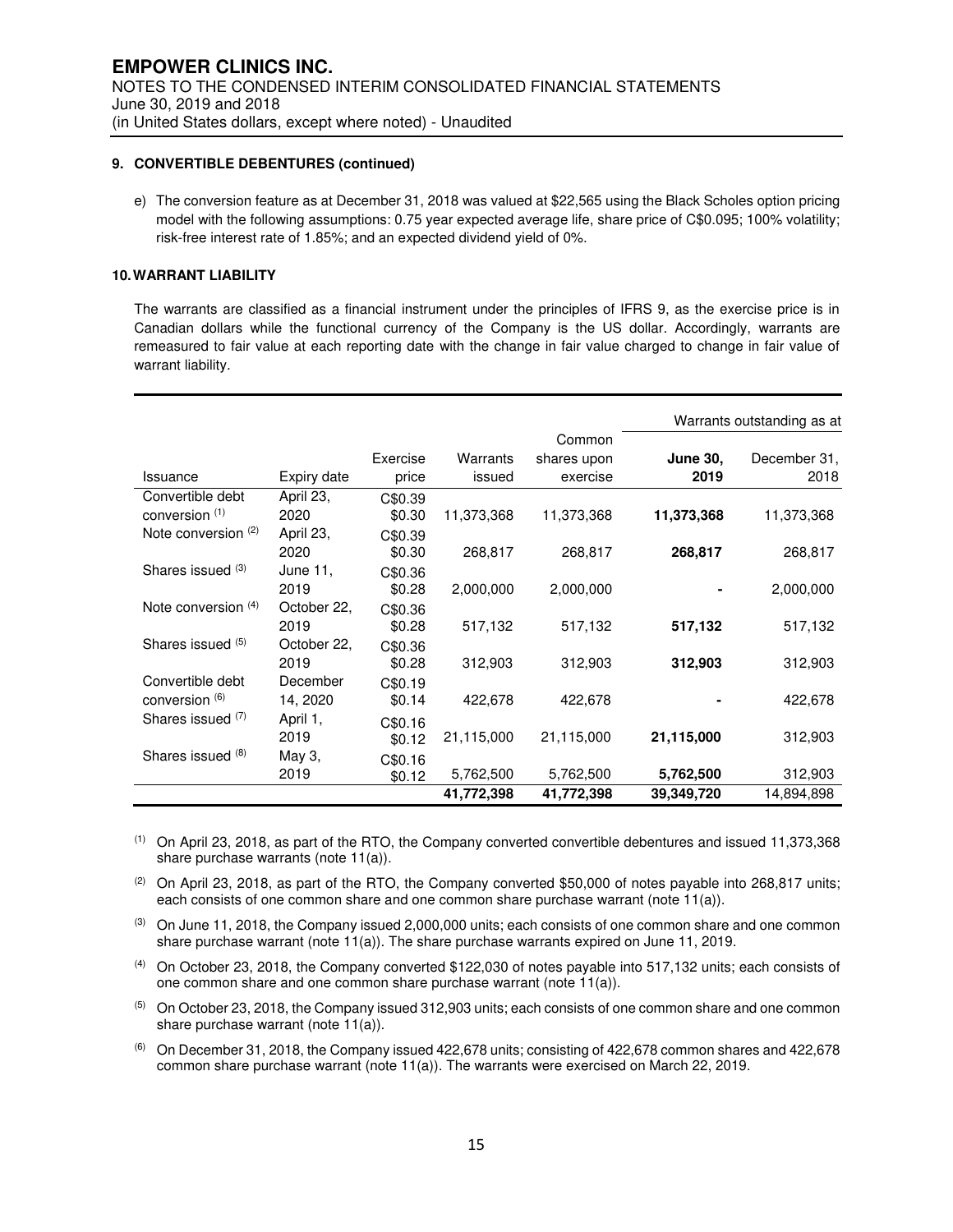**9. CONVERTIBLE DEBENTURES (continued)**

e) The conversion feature as at December 31, 2018 was valued at $22,565 using the Black Scholes option pricing model with the following assumptions: 0.75 year expected average life, share price of C$0.095; 100% volatility; risk-free interest rate of 1.85%; and an expected dividend yield of 0%.

**10. WARRANT LIABILITY**

The warrants are classified as a financial instrument under the principles of IFRS 9, as the exercise price is in Canadian dollars while the functional currency of the Company is the US dollar. Accordingly, warrants are remeasured to fair value at each reporting date with the change in fair value charged to change in fair value of warrant liability.

| | | | | | Warrants outstanding as at | |
|---|---|---|---|---|---|---|
| Issuance | Expiry date | Exercise price | Warrants issued | Common shares upon exercise | **June 30, 2019** | December 31, 2018 |
| Convertible debt conversion [(1)] | April 23, 2020 | C$0.39 $0.30 | 11,373,368 | 11,373,368 | **11,373,368** | 11,373,368 |
| Note conversion [(2)] | April 23, 2020 | C$0.39 $0.30 | 268,817 | 268,817 | **268,817** | 268,817 |
| Shares issued [(3)] | June 11, 2019 | C$0.36 $0.28 | 2,000,000 | 2,000,000 | **-** | 2,000,000 |
| Note conversion [(4)] | October 22, 2019 | C$0.36 $0.28 | 517,132 | 517,132 | **517,132** | 517,132 |
| Shares issued [(5)] | October 22, 2019 | C$0.36 $0.28 | 312,903 | 312,903 | **312,903** | 312,903 |
| Convertible debt conversion [(6)] | December 14, 2020 | C$0.19 $0.14 | 422,678 | 422,678 | **-** | 422,678 |
| Shares issued [(7)] | April 1, 2019 | C$0.16 $0.12 | 21,115,000 | 21,115,000 | **21,115,000** | 312,903 |
| Shares issued [(8)] | May 3, 2019 | C$0.16 $0.12 | 5,762,500 | 5,762,500 | **5,762,500** | 312,903 |
| | | | **41,772,398** | **41,772,398** | **39,349,720** | 14,894,898 |

(1) On April 23, 2018, as part of the RTO, the Company converted convertible debentures and issued 11,373,368 share purchase warrants (note 11(a)).

(2) On April 23, 2018, as part of the RTO, the Company converted $50,000 of notes payable into 268,817 units; each consists of one common share and one common share purchase warrant (note 11(a)).

(3) On June 11, 2018, the Company issued 2,000,000 units; each consists of one common share and one common share purchase warrant (note 11(a)). The share purchase warrants expired on June 11, 2019.

(4) On October 23, 2018, the Company converted $122,030 of notes payable into 517,132 units; each consists of one common share and one common share purchase warrant (note 11(a)).

(5) On October 23, 2018, the Company issued 312,903 units; each consists of one common share and one common share purchase warrant (note 11(a)).

(6) On December 31, 2018, the Company issued 422,678 units; consisting of 422,678 common shares and 422,678 common share purchase warrant (note 11(a)). The warrants were exercised on March 22, 2019.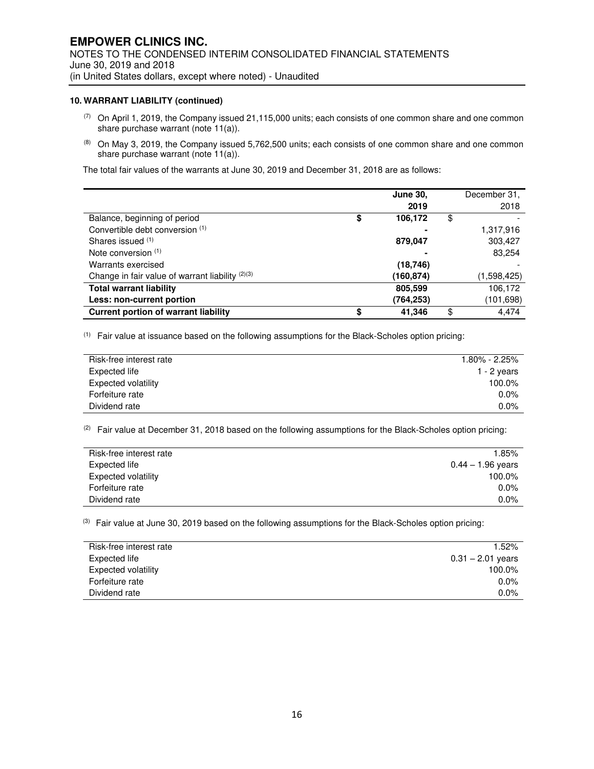**10. WARRANT LIABILITY (continued)**

(7) On April 1, 2019, the Company issued 21,115,000 units; each consists of one common share and one common share purchase warrant (note 11(a)).

(8) On May 3, 2019, the Company issued 5,762,500 units; each consists of one common share and one common share purchase warrant (note 11(a)).

The total fair values of the warrants at June 30, 2019 and December 31, 2018 are as follows:

| | June 30, 2019 | December 31, 2018 |
|---|---|---|
| Balance, beginning of period | $ 106,172 | $ - |
| Convertible debt conversion [1] | - | 1,317,916 |
| Shares issued [1] | 879,047 | 303,427 |
| Note conversion [1] | - | 83,254 |
| Warrants exercised | (18,746) | - |
| Change in fair value of warrant liability [2][3] | (160,874) | (1,598,425) |
| **Total warrant liability** | **805,599** | 106,172 |
| **Less: non-current portion** | **(764,253)** | (101,698) |
| **Current portion of warrant liability** | **$ 41,346** | $ 4,474 |

(1) Fair value at issuance based on the following assumptions for the Black-Scholes option pricing:

| | |
|---|---|
| Risk-free interest rate | 1.80% - 2.25% |
| Expected life | 1 - 2 years |
| Expected volatility | 100.0% |
| Forfeiture rate | 0.0% |
| Dividend rate | 0.0% |

(2) Fair value at December 31, 2018 based on the following assumptions for the Black-Scholes option pricing:

| | |
|---|---|
| Risk-free interest rate | 1.85% |
| Expected life | 0.44 – 1.96 years |
| Expected volatility | 100.0% |
| Forfeiture rate | 0.0% |
| Dividend rate | 0.0% |

(3) Fair value at June 30, 2019 based on the following assumptions for the Black-Scholes option pricing:

| | |
|---|---|
| Risk-free interest rate | 1.52% |
| Expected life | 0.31 – 2.01 years |
| Expected volatility | 100.0% |
| Forfeiture rate | 0.0% |
| Dividend rate | 0.0% |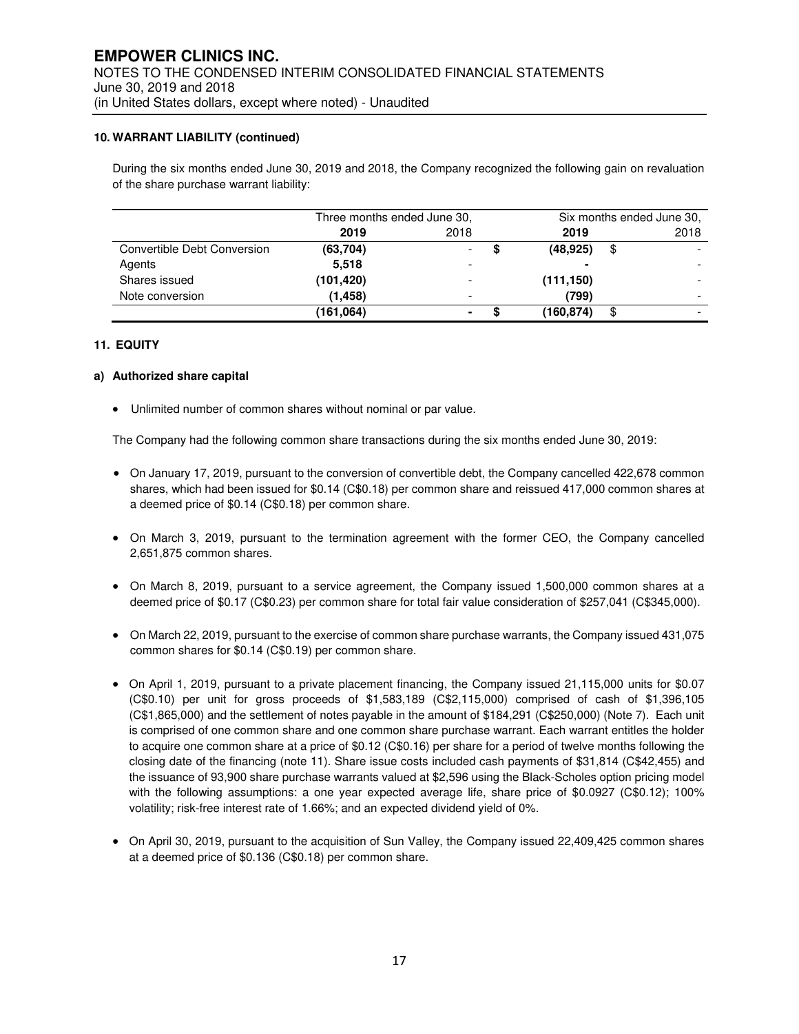### 10. WARRANT LIABILITY (continued)

During the six months ended June 30, 2019 and 2018, the Company recognized the following gain on revaluation of the share purchase warrant liability:

| | Three months ended June 30, | | Six months ended June 30, | |
|---|---|---|---|---|
| | **2019** | 2018 | **2019** | 2018 |
| Convertible Debt Conversion | **(63,704)** | - | **$ (48,925)** | $ - |
| Agents | **5,518** | - | **-** | - |
| Shares issued | **(101,420)** | - | **(111,150)** | - |
| Note conversion | **(1,458)** | - | **(799)** | - |
| | **(161,064)** | **-** | **$ (160,874)** | $ - |

### 11. EQUITY

#### a) Authorized share capital

- Unlimited number of common shares without nominal or par value.

The Company had the following common share transactions during the six months ended June 30, 2019:

- On January 17, 2019, pursuant to the conversion of convertible debt, the Company cancelled 422,678 common shares, which had been issued for $0.14 (C$0.18) per common share and reissued 417,000 common shares at a deemed price of $0.14 (C$0.18) per common share.
- On March 3, 2019, pursuant to the termination agreement with the former CEO, the Company cancelled 2,651,875 common shares.
- On March 8, 2019, pursuant to a service agreement, the Company issued 1,500,000 common shares at a deemed price of $0.17 (C$0.23) per common share for total fair value consideration of $257,041 (C$345,000).
- On March 22, 2019, pursuant to the exercise of common share purchase warrants, the Company issued 431,075 common shares for $0.14 (C$0.19) per common share.
- On April 1, 2019, pursuant to a private placement financing, the Company issued 21,115,000 units for $0.07 (C$0.10) per unit for gross proceeds of $1,583,189 (C$2,115,000) comprised of cash of $1,396,105 (C$1,865,000) and the settlement of notes payable in the amount of $184,291 (C$250,000) (Note 7). Each unit is comprised of one common share and one common share purchase warrant. Each warrant entitles the holder to acquire one common share at a price of $0.12 (C$0.16) per share for a period of twelve months following the closing date of the financing (note 11). Share issue costs included cash payments of $31,814 (C$42,455) and the issuance of 93,900 share purchase warrants valued at $2,596 using the Black-Scholes option pricing model with the following assumptions: a one year expected average life, share price of $0.0927 (C$0.12); 100% volatility; risk-free interest rate of 1.66%; and an expected dividend yield of 0%.
- On April 30, 2019, pursuant to the acquisition of Sun Valley, the Company issued 22,409,425 common shares at a deemed price of $0.136 (C$0.18) per common share.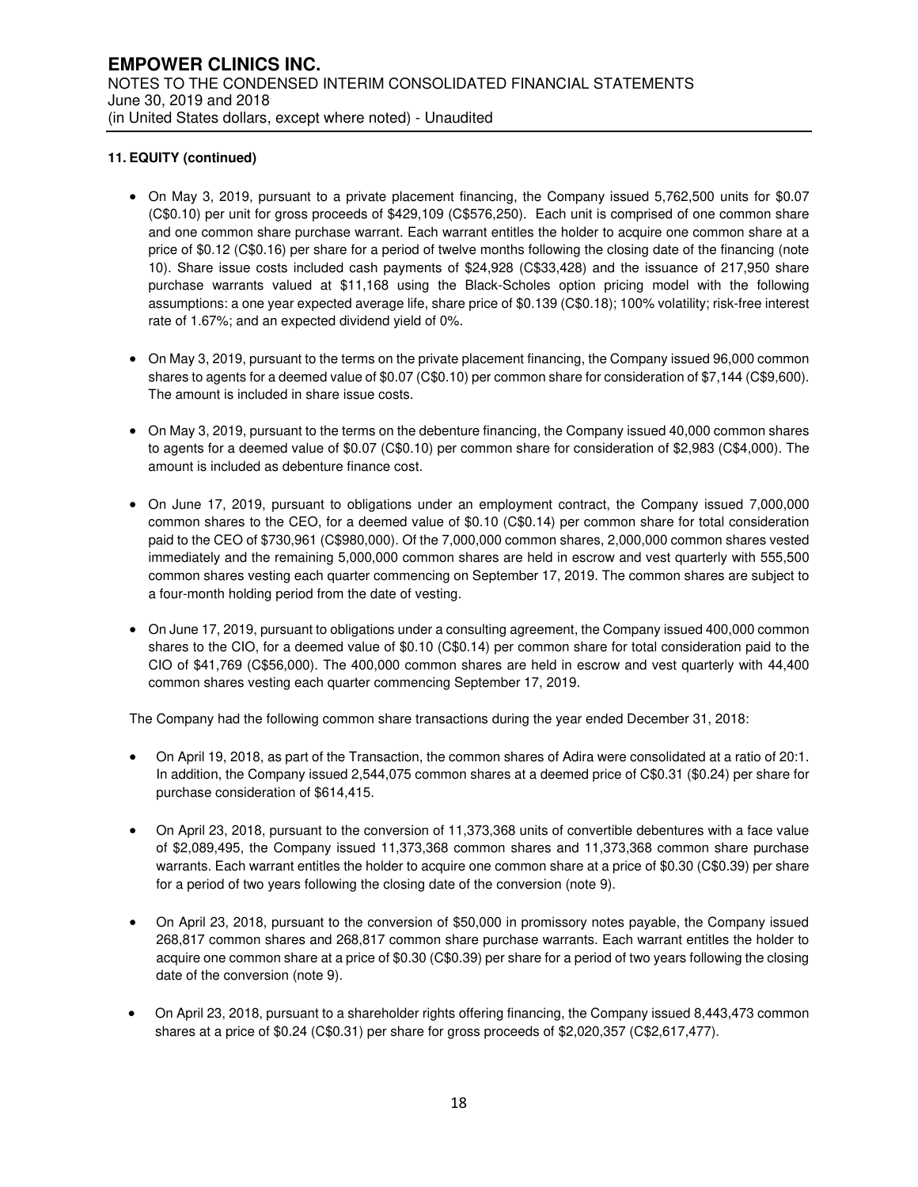### 11. EQUITY (continued)

- On May 3, 2019, pursuant to a private placement financing, the Company issued 5,762,500 units for $0.07 (C$0.10) per unit for gross proceeds of $429,109 (C$576,250). Each unit is comprised of one common share and one common share purchase warrant. Each warrant entitles the holder to acquire one common share at a price of $0.12 (C$0.16) per share for a period of twelve months following the closing date of the financing (note 10). Share issue costs included cash payments of $24,928 (C$33,428) and the issuance of 217,950 share purchase warrants valued at $11,168 using the Black-Scholes option pricing model with the following assumptions: a one year expected average life, share price of $0.139 (C$0.18); 100% volatility; risk-free interest rate of 1.67%; and an expected dividend yield of 0%.

- On May 3, 2019, pursuant to the terms on the private placement financing, the Company issued 96,000 common shares to agents for a deemed value of $0.07 (C$0.10) per common share for consideration of $7,144 (C$9,600). The amount is included in share issue costs.

- On May 3, 2019, pursuant to the terms on the debenture financing, the Company issued 40,000 common shares to agents for a deemed value of $0.07 (C$0.10) per common share for consideration of $2,983 (C$4,000). The amount is included as debenture finance cost.

- On June 17, 2019, pursuant to obligations under an employment contract, the Company issued 7,000,000 common shares to the CEO, for a deemed value of $0.10 (C$0.14) per common share for total consideration paid to the CEO of $730,961 (C$980,000). Of the 7,000,000 common shares, 2,000,000 common shares vested immediately and the remaining 5,000,000 common shares are held in escrow and vest quarterly with 555,500 common shares vesting each quarter commencing on September 17, 2019. The common shares are subject to a four-month holding period from the date of vesting.

- On June 17, 2019, pursuant to obligations under a consulting agreement, the Company issued 400,000 common shares to the CIO, for a deemed value of $0.10 (C$0.14) per common share for total consideration paid to the CIO of $41,769 (C$56,000). The 400,000 common shares are held in escrow and vest quarterly with 44,400 common shares vesting each quarter commencing September 17, 2019.

The Company had the following common share transactions during the year ended December 31, 2018:

- On April 19, 2018, as part of the Transaction, the common shares of Adira were consolidated at a ratio of 20:1. In addition, the Company issued 2,544,075 common shares at a deemed price of C$0.31 ($0.24) per share for purchase consideration of $614,415.

- On April 23, 2018, pursuant to the conversion of 11,373,368 units of convertible debentures with a face value of $2,089,495, the Company issued 11,373,368 common shares and 11,373,368 common share purchase warrants. Each warrant entitles the holder to acquire one common share at a price of $0.30 (C$0.39) per share for a period of two years following the closing date of the conversion (note 9).

- On April 23, 2018, pursuant to the conversion of $50,000 in promissory notes payable, the Company issued 268,817 common shares and 268,817 common share purchase warrants. Each warrant entitles the holder to acquire one common share at a price of $0.30 (C$0.39) per share for a period of two years following the closing date of the conversion (note 9).

- On April 23, 2018, pursuant to a shareholder rights offering financing, the Company issued 8,443,473 common shares at a price of $0.24 (C$0.31) per share for gross proceeds of $2,020,357 (C$2,617,477).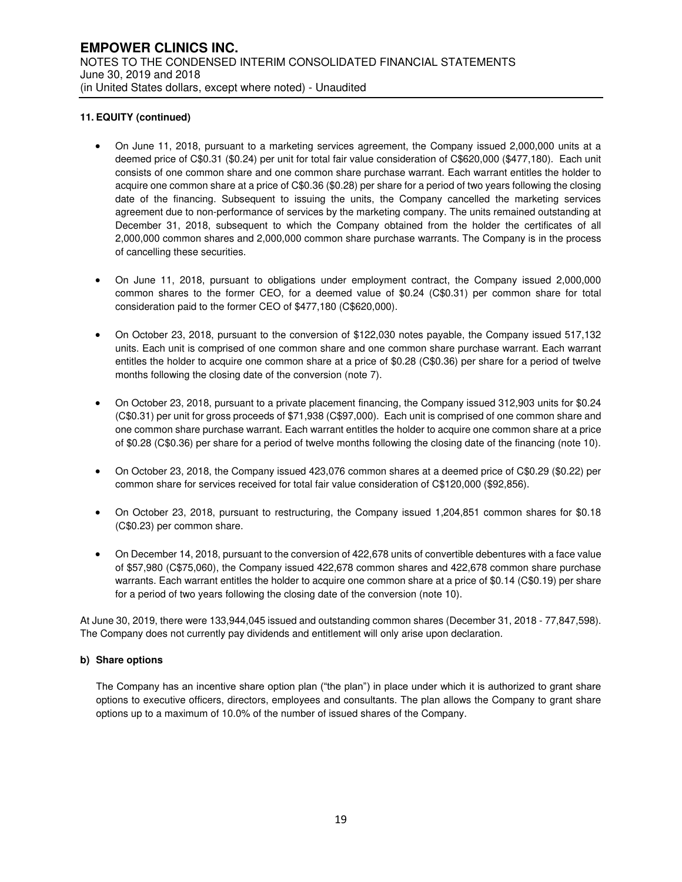**11. EQUITY (continued)**

- On June 11, 2018, pursuant to a marketing services agreement, the Company issued 2,000,000 units at a deemed price of C$0.31 ($0.24) per unit for total fair value consideration of C$620,000 ($477,180). Each unit consists of one common share and one common share purchase warrant. Each warrant entitles the holder to acquire one common share at a price of C$0.36 ($0.28) per share for a period of two years following the closing date of the financing. Subsequent to issuing the units, the Company cancelled the marketing services agreement due to non-performance of services by the marketing company. The units remained outstanding at December 31, 2018, subsequent to which the Company obtained from the holder the certificates of all 2,000,000 common shares and 2,000,000 common share purchase warrants. The Company is in the process of cancelling these securities.

- On June 11, 2018, pursuant to obligations under employment contract, the Company issued 2,000,000 common shares to the former CEO, for a deemed value of $0.24 (C$0.31) per common share for total consideration paid to the former CEO of $477,180 (C$620,000).

- On October 23, 2018, pursuant to the conversion of $122,030 notes payable, the Company issued 517,132 units. Each unit is comprised of one common share and one common share purchase warrant. Each warrant entitles the holder to acquire one common share at a price of $0.28 (C$0.36) per share for a period of twelve months following the closing date of the conversion (note 7).

- On October 23, 2018, pursuant to a private placement financing, the Company issued 312,903 units for $0.24 (C$0.31) per unit for gross proceeds of $71,938 (C$97,000). Each unit is comprised of one common share and one common share purchase warrant. Each warrant entitles the holder to acquire one common share at a price of $0.28 (C$0.36) per share for a period of twelve months following the closing date of the financing (note 10).

- On October 23, 2018, the Company issued 423,076 common shares at a deemed price of C$0.29 ($0.22) per common share for services received for total fair value consideration of C$120,000 ($92,856).

- On October 23, 2018, pursuant to restructuring, the Company issued 1,204,851 common shares for $0.18 (C$0.23) per common share.

- On December 14, 2018, pursuant to the conversion of 422,678 units of convertible debentures with a face value of $57,980 (C$75,060), the Company issued 422,678 common shares and 422,678 common share purchase warrants. Each warrant entitles the holder to acquire one common share at a price of $0.14 (C$0.19) per share for a period of two years following the closing date of the conversion (note 10).

At June 30, 2019, there were 133,944,045 issued and outstanding common shares (December 31, 2018 - 77,847,598). The Company does not currently pay dividends and entitlement will only arise upon declaration.

**b) Share options**

The Company has an incentive share option plan ("the plan") in place under which it is authorized to grant share options to executive officers, directors, employees and consultants. The plan allows the Company to grant share options up to a maximum of 10.0% of the number of issued shares of the Company.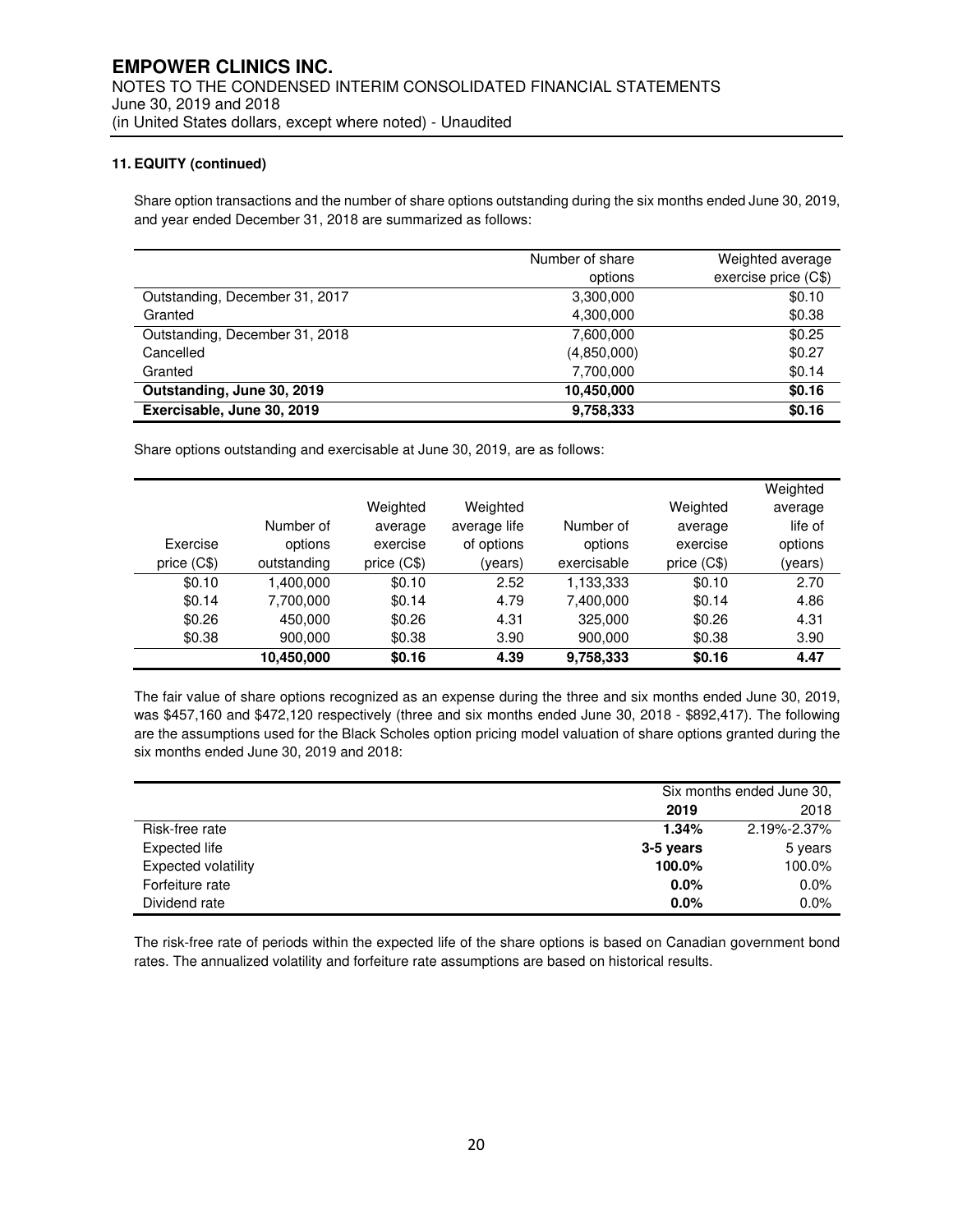### 11. EQUITY (continued)

Share option transactions and the number of share options outstanding during the six months ended June 30, 2019, and year ended December 31, 2018 are summarized as follows:

| | Number of share options | Weighted average exercise price (C$) |
|---|---|---|
| Outstanding, December 31, 2017 | 3,300,000 | $0.10 |
| Granted | 4,300,000 | $0.38 |
| Outstanding, December 31, 2018 | 7,600,000 | $0.25 |
| Cancelled | (4,850,000) | $0.27 |
| Granted | 7,700,000 | $0.14 |
| **Outstanding, June 30, 2019** | **10,450,000** | **$0.16** |
| **Exercisable, June 30, 2019** | **9,758,333** | **$0.16** |

Share options outstanding and exercisable at June 30, 2019, are as follows:

| Exercise price (C$) | Number of options outstanding | Weighted average exercise price (C$) | Weighted average life of options (years) | Number of options exercisable | Weighted average exercise price (C$) | Weighted average life of options (years) |
|---|---|---|---|---|---|---|
| $0.10 | 1,400,000 | $0.10 | 2.52 | 1,133,333 | $0.10 | 2.70 |
| $0.14 | 7,700,000 | $0.14 | 4.79 | 7,400,000 | $0.14 | 4.86 |
| $0.26 | 450,000 | $0.26 | 4.31 | 325,000 | $0.26 | 4.31 |
| $0.38 | 900,000 | $0.38 | 3.90 | 900,000 | $0.38 | 3.90 |
| | **10,450,000** | **$0.16** | **4.39** | **9,758,333** | **$0.16** | **4.47** |

The fair value of share options recognized as an expense during the three and six months ended June 30, 2019, was $457,160 and $472,120 respectively (three and six months ended June 30, 2018 - $892,417). The following are the assumptions used for the Black Scholes option pricing model valuation of share options granted during the six months ended June 30, 2019 and 2018:

| | Six months ended June 30, 2019 | 2018 |
|---|---|---|
| Risk-free rate | **1.34%** | 2.19%-2.37% |
| Expected life | **3-5 years** | 5 years |
| Expected volatility | **100.0%** | 100.0% |
| Forfeiture rate | **0.0%** | 0.0% |
| Dividend rate | **0.0%** | 0.0% |

The risk-free rate of periods within the expected life of the share options is based on Canadian government bond rates. The annualized volatility and forfeiture rate assumptions are based on historical results.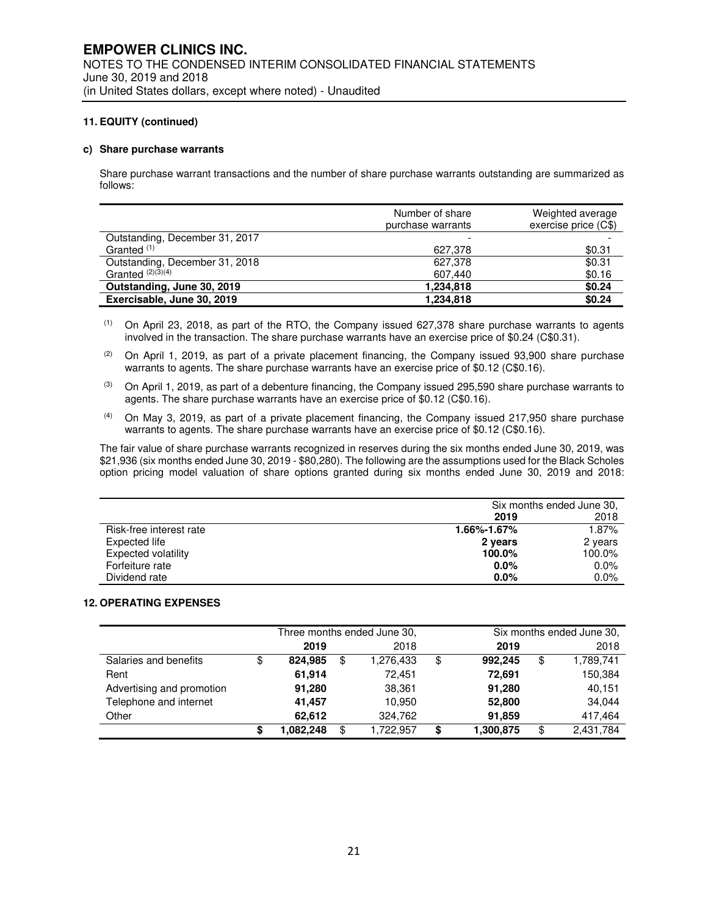### 11. EQUITY (continued)

#### c) Share purchase warrants

Share purchase warrant transactions and the number of share purchase warrants outstanding are summarized as follows:

| | Number of share purchase warrants | Weighted average exercise price (C$) |
|---|---|---|
| Outstanding, December 31, 2017 | - | - |
| Granted [(1)] | 627,378 | $0.31 |
| Outstanding, December 31, 2018 | 627,378 | $0.31 |
| Granted [(2)(3)(4)] | 607,440 | $0.16 |
| **Outstanding, June 30, 2019** | **1,234,818** | **$0.24** |
| **Exercisable, June 30, 2019** | **1,234,818** | **$0.24** |

[(1)] On April 23, 2018, as part of the RTO, the Company issued 627,378 share purchase warrants to agents involved in the transaction. The share purchase warrants have an exercise price of $0.24 (C$0.31).

[(2)] On April 1, 2019, as part of a private placement financing, the Company issued 93,900 share purchase warrants to agents. The share purchase warrants have an exercise price of $0.12 (C$0.16).

[(3)] On April 1, 2019, as part of a debenture financing, the Company issued 295,590 share purchase warrants to agents. The share purchase warrants have an exercise price of $0.12 (C$0.16).

[(4)] On May 3, 2019, as part of a private placement financing, the Company issued 217,950 share purchase warrants to agents. The share purchase warrants have an exercise price of $0.12 (C$0.16).

The fair value of share purchase warrants recognized in reserves during the six months ended June 30, 2019, was $21,936 (six months ended June 30, 2019 - $80,280). The following are the assumptions used for the Black Scholes option pricing model valuation of share options granted during six months ended June 30, 2019 and 2018:

| | Six months ended June 30, | |
|---|---|---|
| | **2019** | 2018 |
| Risk-free interest rate | **1.66%-1.67%** | 1.87% |
| Expected life | **2 years** | 2 years |
| Expected volatility | **100.0%** | 100.0% |
| Forfeiture rate | **0.0%** | 0.0% |
| Dividend rate | **0.0%** | 0.0% |

### 12. OPERATING EXPENSES

| | Three months ended June 30, | | Six months ended June 30, | |
|---|---|---|---|---|
| | **2019** | 2018 | **2019** | 2018 |
| Salaries and benefits | $ **824,985** | $ 1,276,433 | $ **992,245** | $ 1,789,741 |
| Rent | **61,914** | 72,451 | **72,691** | 150,384 |
| Advertising and promotion | **91,280** | 38,361 | **91,280** | 40,151 |
| Telephone and internet | **41,457** | 10,950 | **52,800** | 34,044 |
| Other | **62,612** | 324,762 | **91,859** | 417,464 |
| | **$ 1,082,248** | $ 1,722,957 | **$ 1,300,875** | $ 2,431,784 |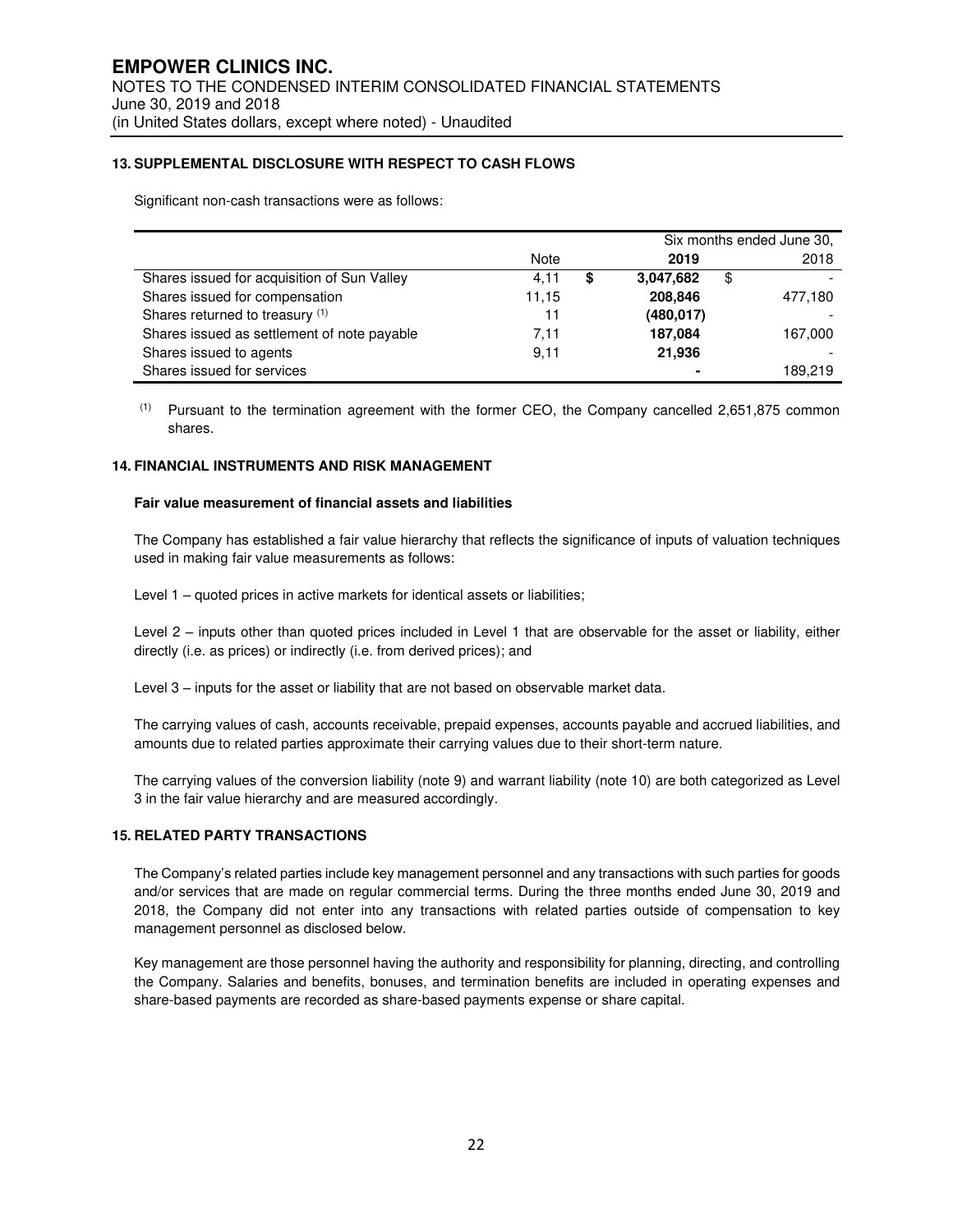## 13. SUPPLEMENTAL DISCLOSURE WITH RESPECT TO CASH FLOWS

Significant non-cash transactions were as follows:

| | | Six months ended June 30, | |
|---|---|---|---|
| | Note | **2019** | 2018 |
| Shares issued for acquisition of Sun Valley | 4,11 | **$ 3,047,682** | $ - |
| Shares issued for compensation | 11,15 | **208,846** | 477,180 |
| Shares returned to treasury [(1)] | 11 | **(480,017)** | - |
| Shares issued as settlement of note payable | 7,11 | **187,084** | 167,000 |
| Shares issued to agents | 9,11 | **21,936** | - |
| Shares issued for services | | **-** | 189,219 |

(1) Pursuant to the termination agreement with the former CEO, the Company cancelled 2,651,875 common shares.

## 14. FINANCIAL INSTRUMENTS AND RISK MANAGEMENT

### Fair value measurement of financial assets and liabilities

The Company has established a fair value hierarchy that reflects the significance of inputs of valuation techniques used in making fair value measurements as follows:

Level 1 – quoted prices in active markets for identical assets or liabilities;

Level 2 – inputs other than quoted prices included in Level 1 that are observable for the asset or liability, either directly (i.e. as prices) or indirectly (i.e. from derived prices); and

Level 3 – inputs for the asset or liability that are not based on observable market data.

The carrying values of cash, accounts receivable, prepaid expenses, accounts payable and accrued liabilities, and amounts due to related parties approximate their carrying values due to their short-term nature.

The carrying values of the conversion liability (note 9) and warrant liability (note 10) are both categorized as Level 3 in the fair value hierarchy and are measured accordingly.

## 15. RELATED PARTY TRANSACTIONS

The Company's related parties include key management personnel and any transactions with such parties for goods and/or services that are made on regular commercial terms. During the three months ended June 30, 2019 and 2018, the Company did not enter into any transactions with related parties outside of compensation to key management personnel as disclosed below.

Key management are those personnel having the authority and responsibility for planning, directing, and controlling the Company. Salaries and benefits, bonuses, and termination benefits are included in operating expenses and share-based payments are recorded as share-based payments expense or share capital.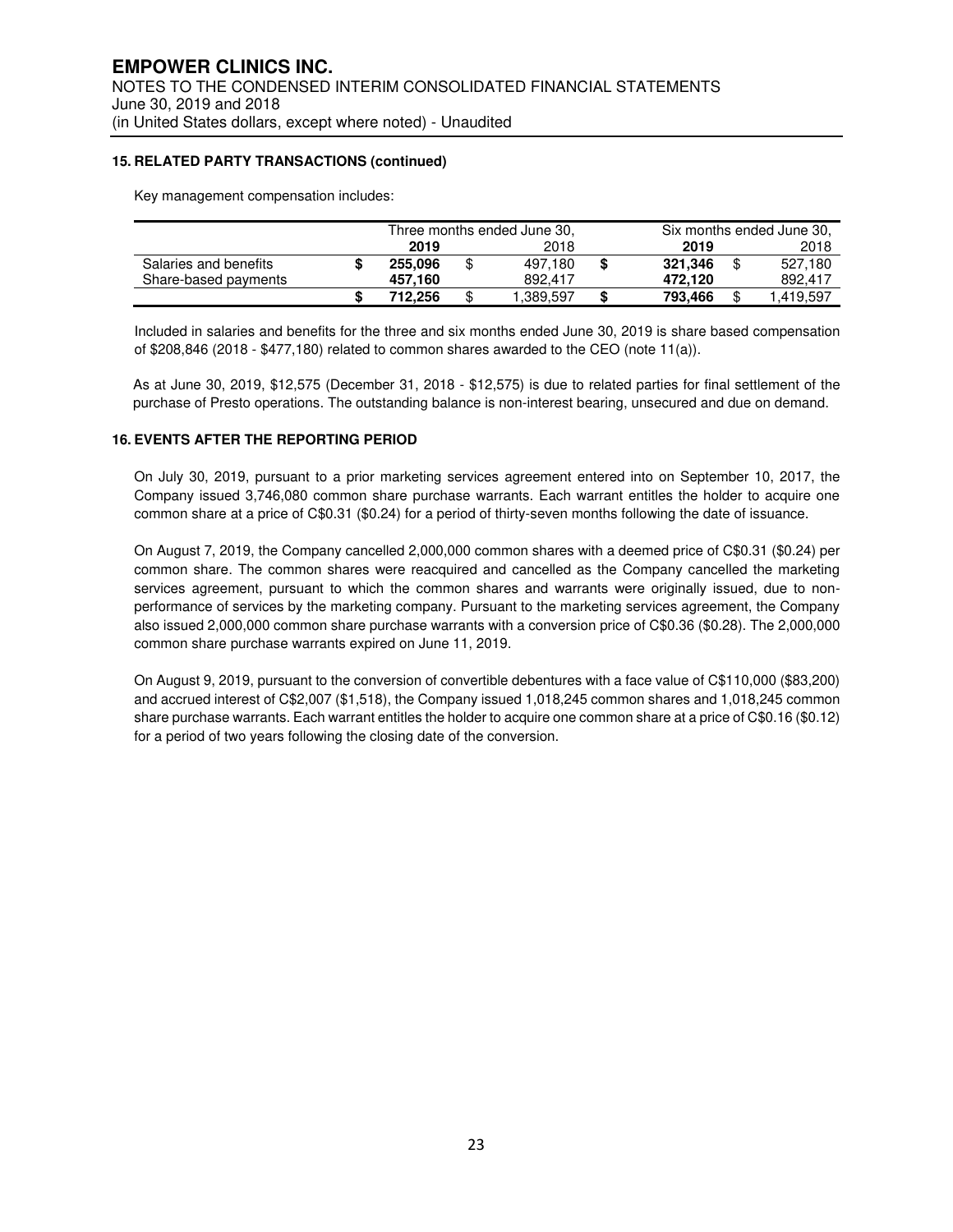## 15. RELATED PARTY TRANSACTIONS (continued)

Key management compensation includes:

| | Three months ended June 30, | | Six months ended June 30, | |
|---|---|---|---|---|
| | **2019** | 2018 | **2019** | 2018 |
| Salaries and benefits | **$ 255,096** | $ 497,180 | **$ 321,346** | $ 527,180 |
| Share-based payments | **457,160** | 892,417 | **472,120** | 892,417 |
| | **$ 712,256** | $ 1,389,597 | **$ 793,466** | $ 1,419,597 |

Included in salaries and benefits for the three and six months ended June 30, 2019 is share based compensation of $208,846 (2018 - $477,180) related to common shares awarded to the CEO (note 11(a)).

As at June 30, 2019, $12,575 (December 31, 2018 - $12,575) is due to related parties for final settlement of the purchase of Presto operations. The outstanding balance is non-interest bearing, unsecured and due on demand.

## 16. EVENTS AFTER THE REPORTING PERIOD

On July 30, 2019, pursuant to a prior marketing services agreement entered into on September 10, 2017, the Company issued 3,746,080 common share purchase warrants. Each warrant entitles the holder to acquire one common share at a price of C$0.31 ($0.24) for a period of thirty-seven months following the date of issuance.

On August 7, 2019, the Company cancelled 2,000,000 common shares with a deemed price of C$0.31 ($0.24) per common share. The common shares were reacquired and cancelled as the Company cancelled the marketing services agreement, pursuant to which the common shares and warrants were originally issued, due to non-performance of services by the marketing company. Pursuant to the marketing services agreement, the Company also issued 2,000,000 common share purchase warrants with a conversion price of C$0.36 ($0.28). The 2,000,000 common share purchase warrants expired on June 11, 2019.

On August 9, 2019, pursuant to the conversion of convertible debentures with a face value of C$110,000 ($83,200) and accrued interest of C$2,007 ($1,518), the Company issued 1,018,245 common shares and 1,018,245 common share purchase warrants. Each warrant entitles the holder to acquire one common share at a price of C$0.16 ($0.12) for a period of two years following the closing date of the conversion.